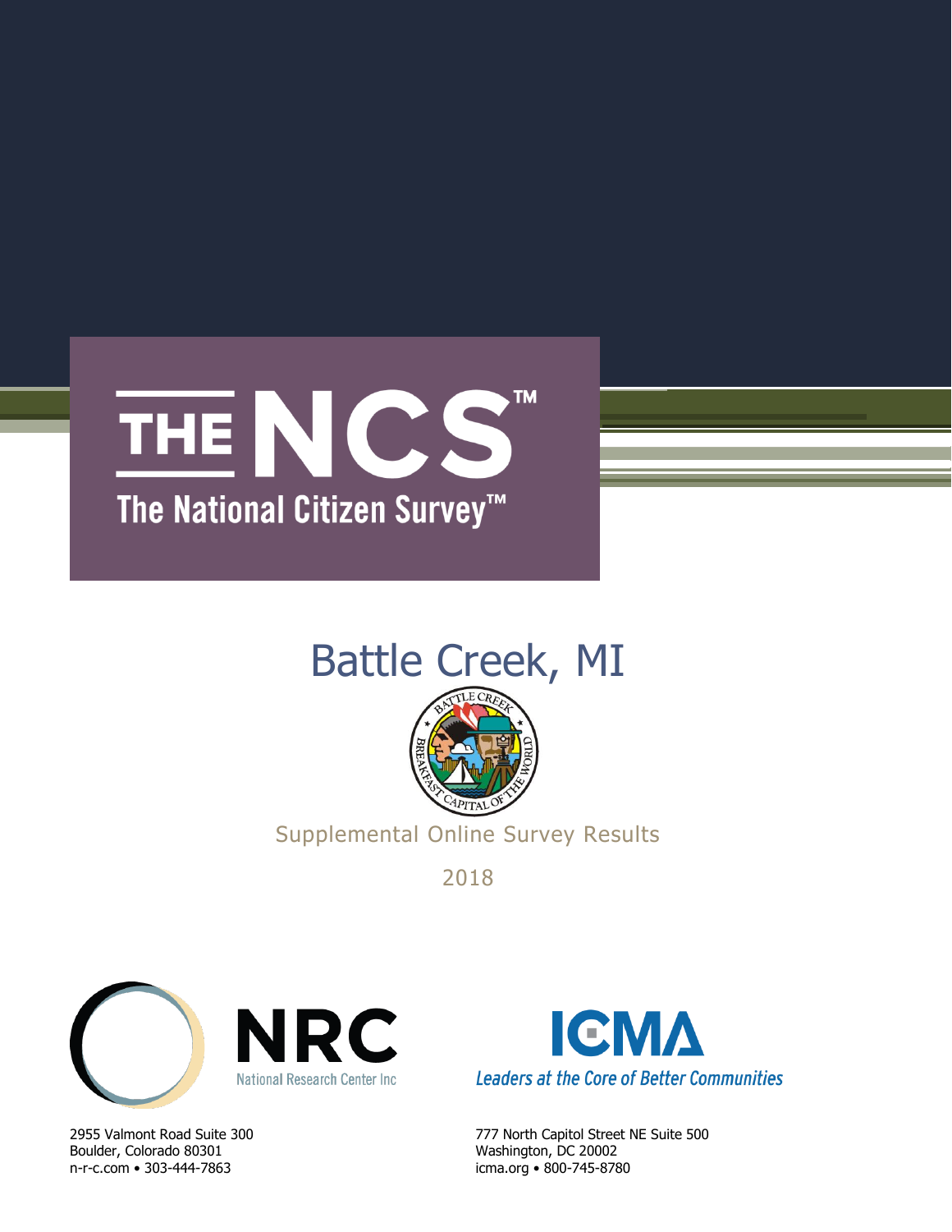# THE NCS™

## The National Citizen Survey™

# Battle Creek, MI

Supplemental Online Survey Results

2018

NRC
National Research Center Inc

2955 Valmont Road Suite 300
Boulder, Colorado 80301
n-r-c.com • 303-444-7863

ICMA
*Leaders at the Core of Better Communities*

777 North Capitol Street NE Suite 500
Washington, DC 20002
icma.org • 800-745-8780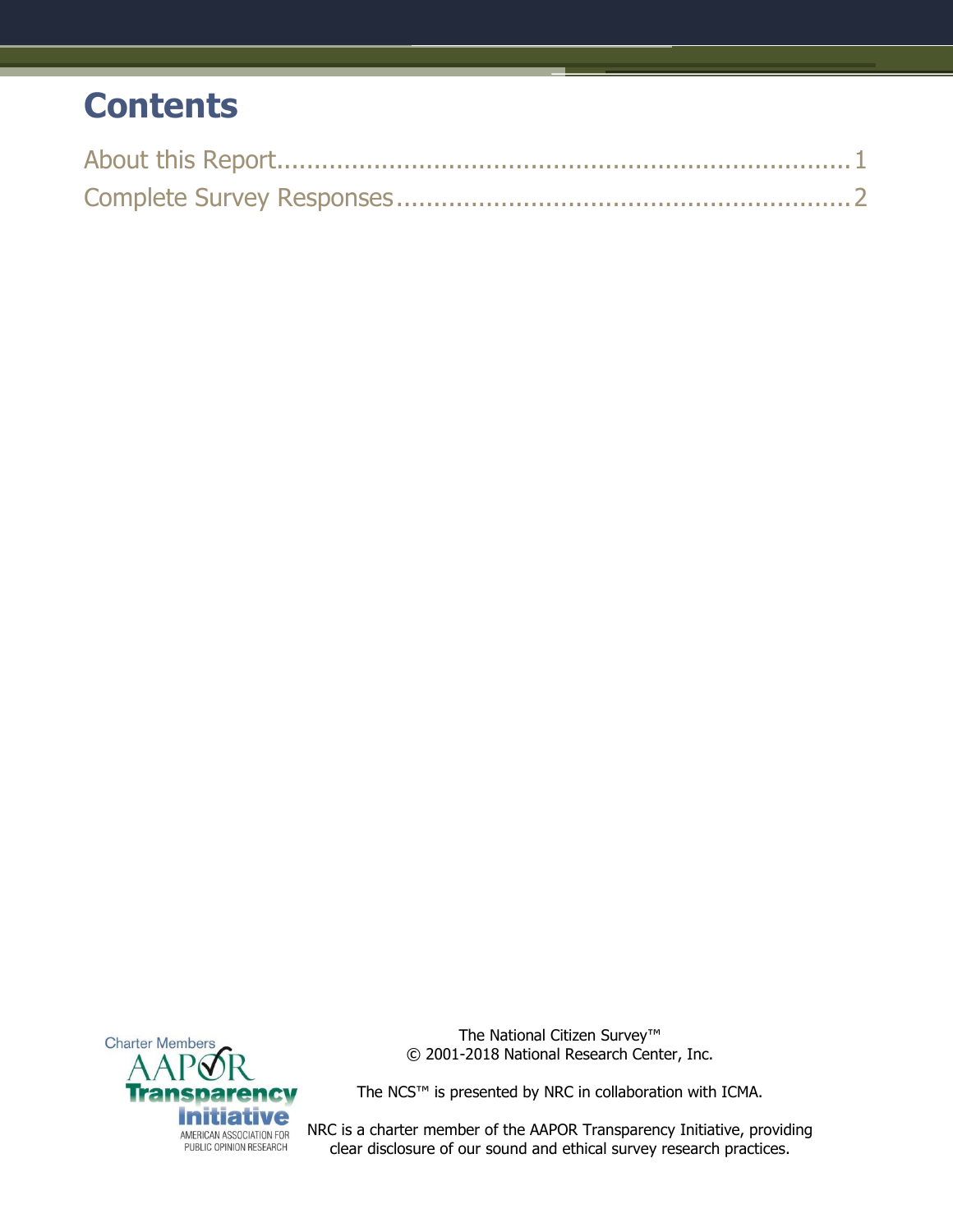# Contents

About this Report....................................................................1
Complete Survey Responses.........................................................2

The National Citizen Survey™
© 2001-2018 National Research Center, Inc.

The NCS™ is presented by NRC in collaboration with ICMA.

NRC is a charter member of the AAPOR Transparency Initiative, providing clear disclosure of our sound and ethical survey research practices.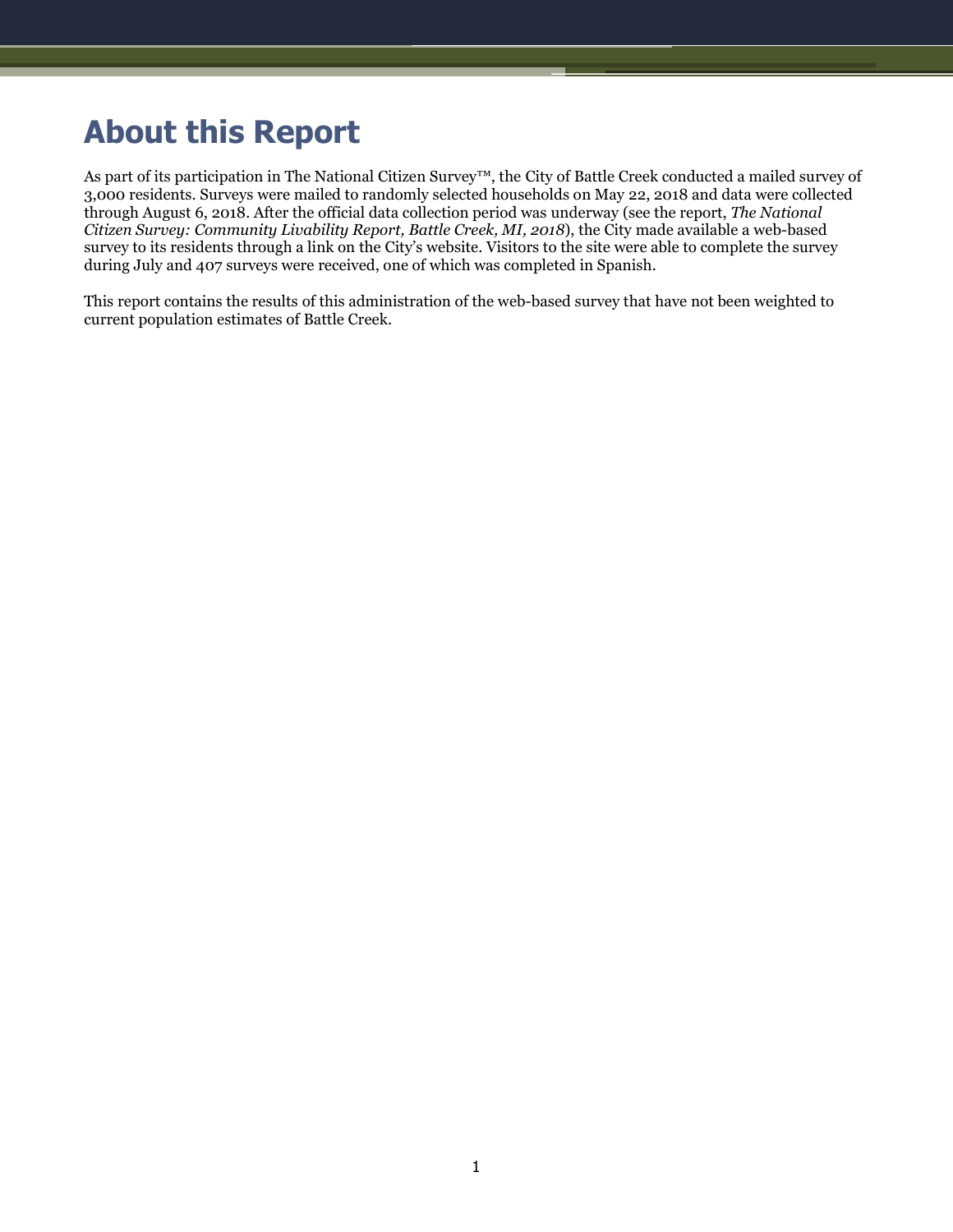# About this Report

As part of its participation in The National Citizen Survey™, the City of Battle Creek conducted a mailed survey of 3,000 residents. Surveys were mailed to randomly selected households on May 22, 2018 and data were collected through August 6, 2018. After the official data collection period was underway (see the report, *The National Citizen Survey: Community Livability Report, Battle Creek, MI, 2018*), the City made available a web-based survey to its residents through a link on the City's website. Visitors to the site were able to complete the survey during July and 407 surveys were received, one of which was completed in Spanish.

This report contains the results of this administration of the web-based survey that have not been weighted to current population estimates of Battle Creek.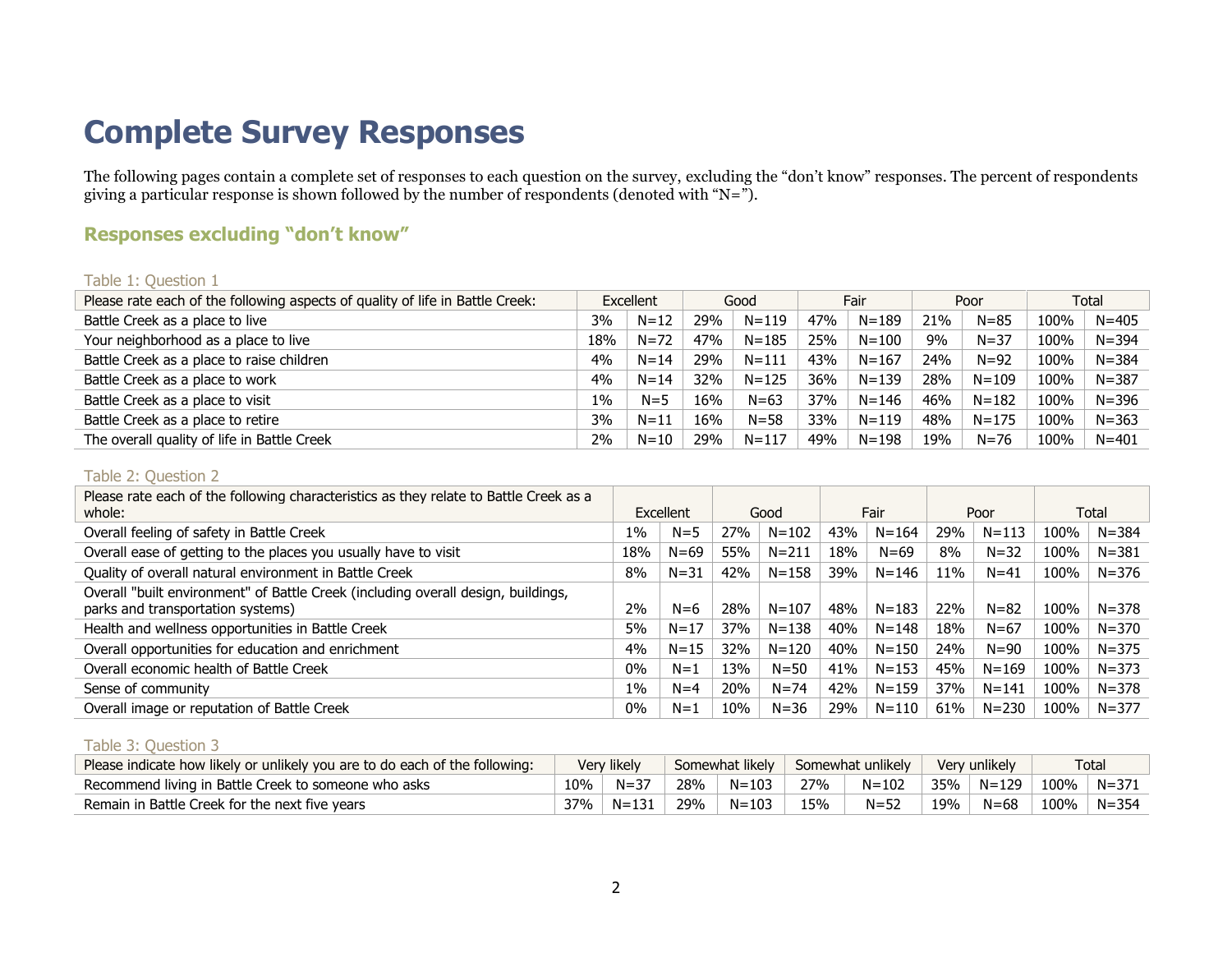# Complete Survey Responses

The following pages contain a complete set of responses to each question on the survey, excluding the "don't know" responses. The percent of respondents giving a particular response is shown followed by the number of respondents (denoted with "N=").

## Responses excluding "don't know"

Table 1: Question 1

| Please rate each of the following aspects of quality of life in Battle Creek: | Excellent | | Good | | Fair | | Poor | | Total | |
|---|---|---|---|---|---|---|---|---|---|---|
| Battle Creek as a place to live | 3% | N=12 | 29% | N=119 | 47% | N=189 | 21% | N=85 | 100% | N=405 |
| Your neighborhood as a place to live | 18% | N=72 | 47% | N=185 | 25% | N=100 | 9% | N=37 | 100% | N=394 |
| Battle Creek as a place to raise children | 4% | N=14 | 29% | N=111 | 43% | N=167 | 24% | N=92 | 100% | N=384 |
| Battle Creek as a place to work | 4% | N=14 | 32% | N=125 | 36% | N=139 | 28% | N=109 | 100% | N=387 |
| Battle Creek as a place to visit | 1% | N=5 | 16% | N=63 | 37% | N=146 | 46% | N=182 | 100% | N=396 |
| Battle Creek as a place to retire | 3% | N=11 | 16% | N=58 | 33% | N=119 | 48% | N=175 | 100% | N=363 |
| The overall quality of life in Battle Creek | 2% | N=10 | 29% | N=117 | 49% | N=198 | 19% | N=76 | 100% | N=401 |

Table 2: Question 2

| Please rate each of the following characteristics as they relate to Battle Creek as a whole: | Excellent | | Good | | Fair | | Poor | | Total | |
|---|---|---|---|---|---|---|---|---|---|---|
| Overall feeling of safety in Battle Creek | 1% | N=5 | 27% | N=102 | 43% | N=164 | 29% | N=113 | 100% | N=384 |
| Overall ease of getting to the places you usually have to visit | 18% | N=69 | 55% | N=211 | 18% | N=69 | 8% | N=32 | 100% | N=381 |
| Quality of overall natural environment in Battle Creek | 8% | N=31 | 42% | N=158 | 39% | N=146 | 11% | N=41 | 100% | N=376 |
| Overall "built environment" of Battle Creek (including overall design, buildings, parks and transportation systems) | 2% | N=6 | 28% | N=107 | 48% | N=183 | 22% | N=82 | 100% | N=378 |
| Health and wellness opportunities in Battle Creek | 5% | N=17 | 37% | N=138 | 40% | N=148 | 18% | N=67 | 100% | N=370 |
| Overall opportunities for education and enrichment | 4% | N=15 | 32% | N=120 | 40% | N=150 | 24% | N=90 | 100% | N=375 |
| Overall economic health of Battle Creek | 0% | N=1 | 13% | N=50 | 41% | N=153 | 45% | N=169 | 100% | N=373 |
| Sense of community | 1% | N=4 | 20% | N=74 | 42% | N=159 | 37% | N=141 | 100% | N=378 |
| Overall image or reputation of Battle Creek | 0% | N=1 | 10% | N=36 | 29% | N=110 | 61% | N=230 | 100% | N=377 |

Table 3: Question 3

| Please indicate how likely or unlikely you are to do each of the following: | Very likely | | Somewhat likely | | Somewhat unlikely | | Very unlikely | | Total | |
|---|---|---|---|---|---|---|---|---|---|---|
| Recommend living in Battle Creek to someone who asks | 10% | N=37 | 28% | N=103 | 27% | N=102 | 35% | N=129 | 100% | N=371 |
| Remain in Battle Creek for the next five years | 37% | N=131 | 29% | N=103 | 15% | N=52 | 19% | N=68 | 100% | N=354 |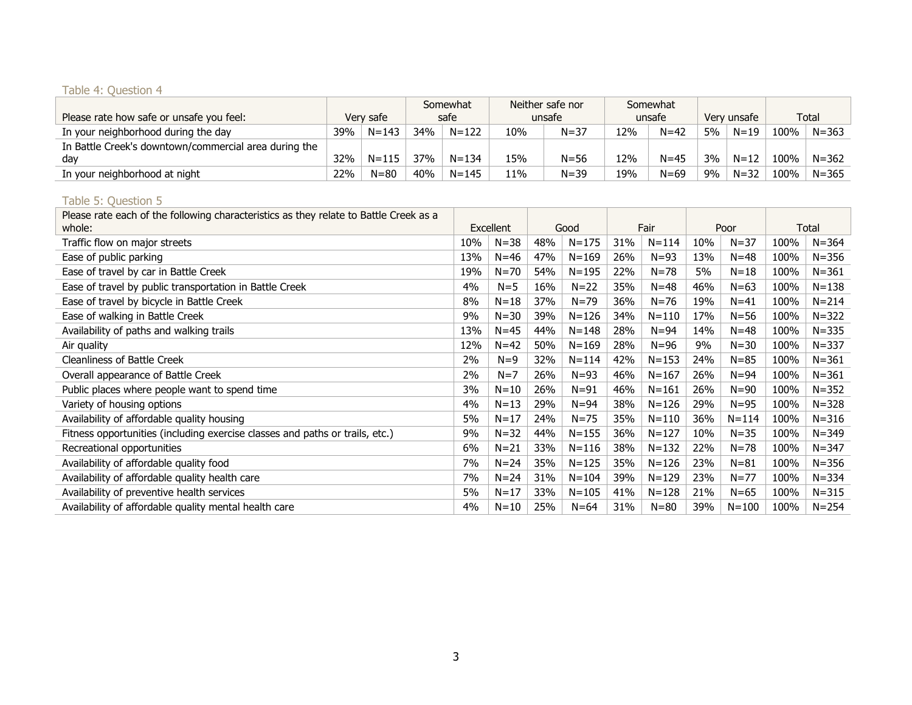Table 4: Question 4

| Please rate how safe or unsafe you feel: | Very safe | | Somewhat safe | | Neither safe nor unsafe | | Somewhat unsafe | | Very unsafe | | Total | |
|---|---|---|---|---|---|---|---|---|---|---|---|---|
| In your neighborhood during the day | 39% | N=143 | 34% | N=122 | 10% | N=37 | 12% | N=42 | 5% | N=19 | 100% | N=363 |
| In Battle Creek's downtown/commercial area during the day | 32% | N=115 | 37% | N=134 | 15% | N=56 | 12% | N=45 | 3% | N=12 | 100% | N=362 |
| In your neighborhood at night | 22% | N=80 | 40% | N=145 | 11% | N=39 | 19% | N=69 | 9% | N=32 | 100% | N=365 |

Table 5: Question 5

| Please rate each of the following characteristics as they relate to Battle Creek as a whole: | Excellent | | Good | | Fair | | Poor | | Total | |
|---|---|---|---|---|---|---|---|---|---|---|
| Traffic flow on major streets | 10% | N=38 | 48% | N=175 | 31% | N=114 | 10% | N=37 | 100% | N=364 |
| Ease of public parking | 13% | N=46 | 47% | N=169 | 26% | N=93 | 13% | N=48 | 100% | N=356 |
| Ease of travel by car in Battle Creek | 19% | N=70 | 54% | N=195 | 22% | N=78 | 5% | N=18 | 100% | N=361 |
| Ease of travel by public transportation in Battle Creek | 4% | N=5 | 16% | N=22 | 35% | N=48 | 46% | N=63 | 100% | N=138 |
| Ease of travel by bicycle in Battle Creek | 8% | N=18 | 37% | N=79 | 36% | N=76 | 19% | N=41 | 100% | N=214 |
| Ease of walking in Battle Creek | 9% | N=30 | 39% | N=126 | 34% | N=110 | 17% | N=56 | 100% | N=322 |
| Availability of paths and walking trails | 13% | N=45 | 44% | N=148 | 28% | N=94 | 14% | N=48 | 100% | N=335 |
| Air quality | 12% | N=42 | 50% | N=169 | 28% | N=96 | 9% | N=30 | 100% | N=337 |
| Cleanliness of Battle Creek | 2% | N=9 | 32% | N=114 | 42% | N=153 | 24% | N=85 | 100% | N=361 |
| Overall appearance of Battle Creek | 2% | N=7 | 26% | N=93 | 46% | N=167 | 26% | N=94 | 100% | N=361 |
| Public places where people want to spend time | 3% | N=10 | 26% | N=91 | 46% | N=161 | 26% | N=90 | 100% | N=352 |
| Variety of housing options | 4% | N=13 | 29% | N=94 | 38% | N=126 | 29% | N=95 | 100% | N=328 |
| Availability of affordable quality housing | 5% | N=17 | 24% | N=75 | 35% | N=110 | 36% | N=114 | 100% | N=316 |
| Fitness opportunities (including exercise classes and paths or trails, etc.) | 9% | N=32 | 44% | N=155 | 36% | N=127 | 10% | N=35 | 100% | N=349 |
| Recreational opportunities | 6% | N=21 | 33% | N=116 | 38% | N=132 | 22% | N=78 | 100% | N=347 |
| Availability of affordable quality food | 7% | N=24 | 35% | N=125 | 35% | N=126 | 23% | N=81 | 100% | N=356 |
| Availability of affordable quality health care | 7% | N=24 | 31% | N=104 | 39% | N=129 | 23% | N=77 | 100% | N=334 |
| Availability of preventive health services | 5% | N=17 | 33% | N=105 | 41% | N=128 | 21% | N=65 | 100% | N=315 |
| Availability of affordable quality mental health care | 4% | N=10 | 25% | N=64 | 31% | N=80 | 39% | N=100 | 100% | N=254 |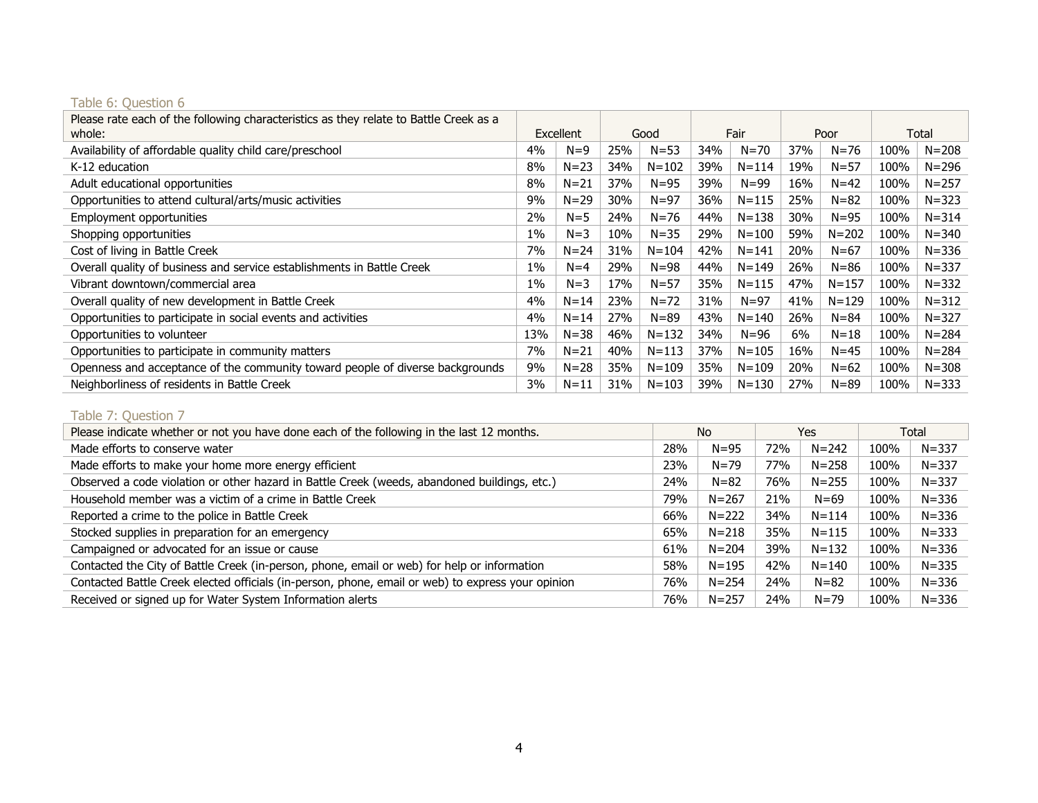### Table 6: Question 6

| Please rate each of the following characteristics as they relate to Battle Creek as a whole: | Excellent | | Good | | Fair | | Poor | | Total | |
|---|---|---|---|---|---|---|---|---|---|---|
| Availability of affordable quality child care/preschool | 4% | N=9 | 25% | N=53 | 34% | N=70 | 37% | N=76 | 100% | N=208 |
| K-12 education | 8% | N=23 | 34% | N=102 | 39% | N=114 | 19% | N=57 | 100% | N=296 |
| Adult educational opportunities | 8% | N=21 | 37% | N=95 | 39% | N=99 | 16% | N=42 | 100% | N=257 |
| Opportunities to attend cultural/arts/music activities | 9% | N=29 | 30% | N=97 | 36% | N=115 | 25% | N=82 | 100% | N=323 |
| Employment opportunities | 2% | N=5 | 24% | N=76 | 44% | N=138 | 30% | N=95 | 100% | N=314 |
| Shopping opportunities | 1% | N=3 | 10% | N=35 | 29% | N=100 | 59% | N=202 | 100% | N=340 |
| Cost of living in Battle Creek | 7% | N=24 | 31% | N=104 | 42% | N=141 | 20% | N=67 | 100% | N=336 |
| Overall quality of business and service establishments in Battle Creek | 1% | N=4 | 29% | N=98 | 44% | N=149 | 26% | N=86 | 100% | N=337 |
| Vibrant downtown/commercial area | 1% | N=3 | 17% | N=57 | 35% | N=115 | 47% | N=157 | 100% | N=332 |
| Overall quality of new development in Battle Creek | 4% | N=14 | 23% | N=72 | 31% | N=97 | 41% | N=129 | 100% | N=312 |
| Opportunities to participate in social events and activities | 4% | N=14 | 27% | N=89 | 43% | N=140 | 26% | N=84 | 100% | N=327 |
| Opportunities to volunteer | 13% | N=38 | 46% | N=132 | 34% | N=96 | 6% | N=18 | 100% | N=284 |
| Opportunities to participate in community matters | 7% | N=21 | 40% | N=113 | 37% | N=105 | 16% | N=45 | 100% | N=284 |
| Openness and acceptance of the community toward people of diverse backgrounds | 9% | N=28 | 35% | N=109 | 35% | N=109 | 20% | N=62 | 100% | N=308 |
| Neighborliness of residents in Battle Creek | 3% | N=11 | 31% | N=103 | 39% | N=130 | 27% | N=89 | 100% | N=333 |

### Table 7: Question 7

| Please indicate whether or not you have done each of the following in the last 12 months. | No | | Yes | | Total | |
|---|---|---|---|---|---|---|
| Made efforts to conserve water | 28% | N=95 | 72% | N=242 | 100% | N=337 |
| Made efforts to make your home more energy efficient | 23% | N=79 | 77% | N=258 | 100% | N=337 |
| Observed a code violation or other hazard in Battle Creek (weeds, abandoned buildings, etc.) | 24% | N=82 | 76% | N=255 | 100% | N=337 |
| Household member was a victim of a crime in Battle Creek | 79% | N=267 | 21% | N=69 | 100% | N=336 |
| Reported a crime to the police in Battle Creek | 66% | N=222 | 34% | N=114 | 100% | N=336 |
| Stocked supplies in preparation for an emergency | 65% | N=218 | 35% | N=115 | 100% | N=333 |
| Campaigned or advocated for an issue or cause | 61% | N=204 | 39% | N=132 | 100% | N=336 |
| Contacted the City of Battle Creek (in-person, phone, email or web) for help or information | 58% | N=195 | 42% | N=140 | 100% | N=335 |
| Contacted Battle Creek elected officials (in-person, phone, email or web) to express your opinion | 76% | N=254 | 24% | N=82 | 100% | N=336 |
| Received or signed up for Water System Information alerts | 76% | N=257 | 24% | N=79 | 100% | N=336 |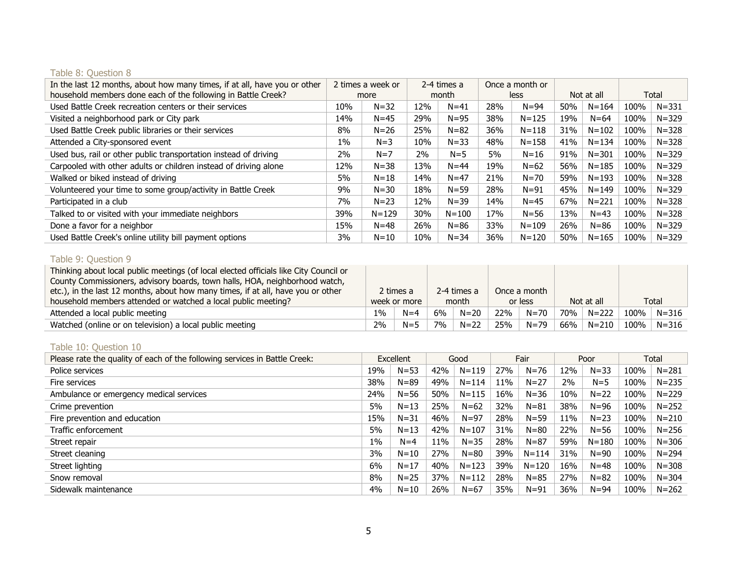### Table 8: Question 8

| In the last 12 months, about how many times, if at all, have you or other household members done each of the following in Battle Creek? | 2 times a week or more | | 2-4 times a month | | Once a month or less | | Not at all | | Total | |
|---|---|---|---|---|---|---|---|---|---|---|
| Used Battle Creek recreation centers or their services | 10% | N=32 | 12% | N=41 | 28% | N=94 | 50% | N=164 | 100% | N=331 |
| Visited a neighborhood park or City park | 14% | N=45 | 29% | N=95 | 38% | N=125 | 19% | N=64 | 100% | N=329 |
| Used Battle Creek public libraries or their services | 8% | N=26 | 25% | N=82 | 36% | N=118 | 31% | N=102 | 100% | N=328 |
| Attended a City-sponsored event | 1% | N=3 | 10% | N=33 | 48% | N=158 | 41% | N=134 | 100% | N=328 |
| Used bus, rail or other public transportation instead of driving | 2% | N=7 | 2% | N=5 | 5% | N=16 | 91% | N=301 | 100% | N=329 |
| Carpooled with other adults or children instead of driving alone | 12% | N=38 | 13% | N=44 | 19% | N=62 | 56% | N=185 | 100% | N=329 |
| Walked or biked instead of driving | 5% | N=18 | 14% | N=47 | 21% | N=70 | 59% | N=193 | 100% | N=328 |
| Volunteered your time to some group/activity in Battle Creek | 9% | N=30 | 18% | N=59 | 28% | N=91 | 45% | N=149 | 100% | N=329 |
| Participated in a club | 7% | N=23 | 12% | N=39 | 14% | N=45 | 67% | N=221 | 100% | N=328 |
| Talked to or visited with your immediate neighbors | 39% | N=129 | 30% | N=100 | 17% | N=56 | 13% | N=43 | 100% | N=328 |
| Done a favor for a neighbor | 15% | N=48 | 26% | N=86 | 33% | N=109 | 26% | N=86 | 100% | N=329 |
| Used Battle Creek's online utility bill payment options | 3% | N=10 | 10% | N=34 | 36% | N=120 | 50% | N=165 | 100% | N=329 |

### Table 9: Question 9

| Thinking about local public meetings (of local elected officials like City Council or County Commissioners, advisory boards, town halls, HOA, neighborhood watch, etc.), in the last 12 months, about how many times, if at all, have you or other household members attended or watched a local public meeting? | 2 times a week or more | | 2-4 times a month | | Once a month or less | | Not at all | | Total | |
|---|---|---|---|---|---|---|---|---|---|---|
| Attended a local public meeting | 1% | N=4 | 6% | N=20 | 22% | N=70 | 70% | N=222 | 100% | N=316 |
| Watched (online or on television) a local public meeting | 2% | N=5 | 7% | N=22 | 25% | N=79 | 66% | N=210 | 100% | N=316 |

### Table 10: Question 10

| Please rate the quality of each of the following services in Battle Creek: | Excellent | | Good | | Fair | | Poor | | Total | |
|---|---|---|---|---|---|---|---|---|---|---|
| Police services | 19% | N=53 | 42% | N=119 | 27% | N=76 | 12% | N=33 | 100% | N=281 |
| Fire services | 38% | N=89 | 49% | N=114 | 11% | N=27 | 2% | N=5 | 100% | N=235 |
| Ambulance or emergency medical services | 24% | N=56 | 50% | N=115 | 16% | N=36 | 10% | N=22 | 100% | N=229 |
| Crime prevention | 5% | N=13 | 25% | N=62 | 32% | N=81 | 38% | N=96 | 100% | N=252 |
| Fire prevention and education | 15% | N=31 | 46% | N=97 | 28% | N=59 | 11% | N=23 | 100% | N=210 |
| Traffic enforcement | 5% | N=13 | 42% | N=107 | 31% | N=80 | 22% | N=56 | 100% | N=256 |
| Street repair | 1% | N=4 | 11% | N=35 | 28% | N=87 | 59% | N=180 | 100% | N=306 |
| Street cleaning | 3% | N=10 | 27% | N=80 | 39% | N=114 | 31% | N=90 | 100% | N=294 |
| Street lighting | 6% | N=17 | 40% | N=123 | 39% | N=120 | 16% | N=48 | 100% | N=308 |
| Snow removal | 8% | N=25 | 37% | N=112 | 28% | N=85 | 27% | N=82 | 100% | N=304 |
| Sidewalk maintenance | 4% | N=10 | 26% | N=67 | 35% | N=91 | 36% | N=94 | 100% | N=262 |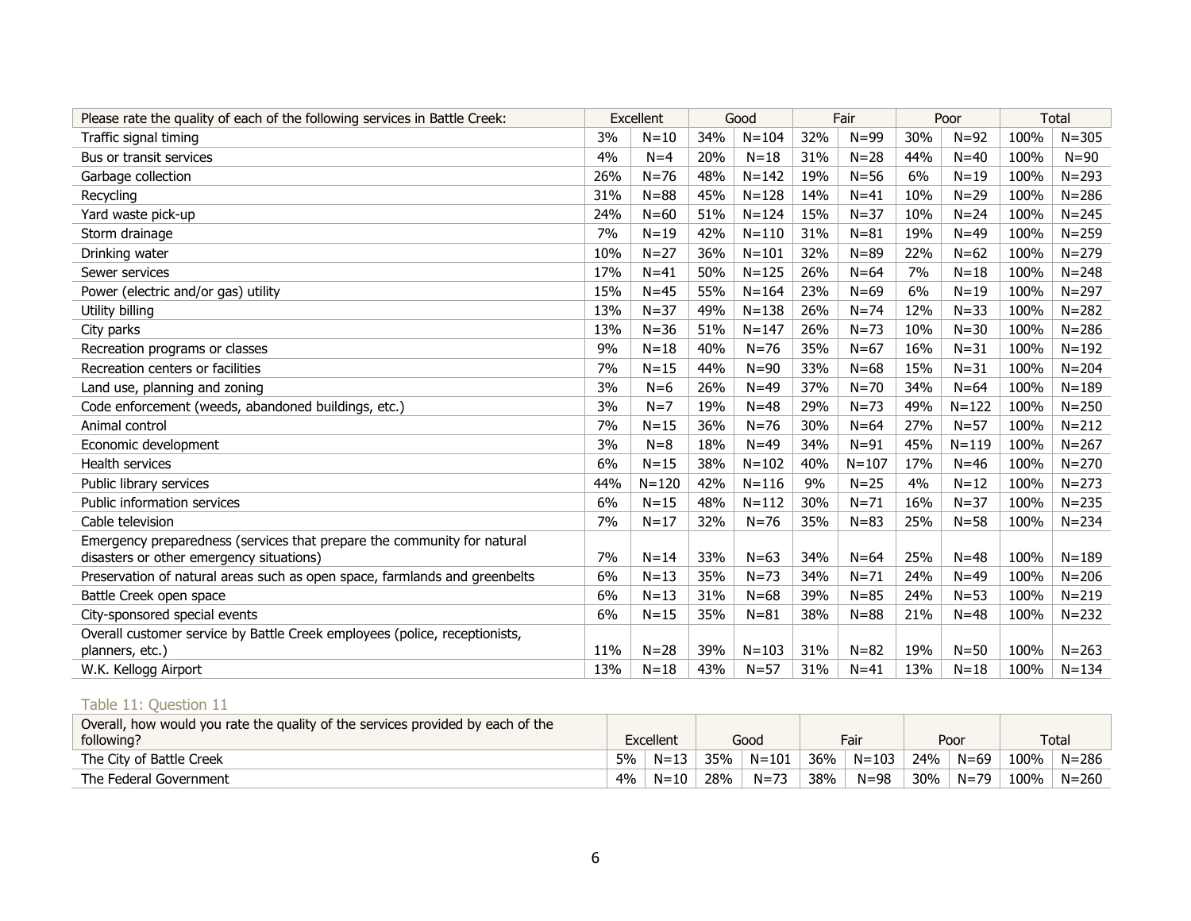| Please rate the quality of each of the following services in Battle Creek: | Excellent | | Good | | Fair | | Poor | | Total | |
|---|---|---|---|---|---|---|---|---|---|---|
| Traffic signal timing | 3% | N=10 | 34% | N=104 | 32% | N=99 | 30% | N=92 | 100% | N=305 |
| Bus or transit services | 4% | N=4 | 20% | N=18 | 31% | N=28 | 44% | N=40 | 100% | N=90 |
| Garbage collection | 26% | N=76 | 48% | N=142 | 19% | N=56 | 6% | N=19 | 100% | N=293 |
| Recycling | 31% | N=88 | 45% | N=128 | 14% | N=41 | 10% | N=29 | 100% | N=286 |
| Yard waste pick-up | 24% | N=60 | 51% | N=124 | 15% | N=37 | 10% | N=24 | 100% | N=245 |
| Storm drainage | 7% | N=19 | 42% | N=110 | 31% | N=81 | 19% | N=49 | 100% | N=259 |
| Drinking water | 10% | N=27 | 36% | N=101 | 32% | N=89 | 22% | N=62 | 100% | N=279 |
| Sewer services | 17% | N=41 | 50% | N=125 | 26% | N=64 | 7% | N=18 | 100% | N=248 |
| Power (electric and/or gas) utility | 15% | N=45 | 55% | N=164 | 23% | N=69 | 6% | N=19 | 100% | N=297 |
| Utility billing | 13% | N=37 | 49% | N=138 | 26% | N=74 | 12% | N=33 | 100% | N=282 |
| City parks | 13% | N=36 | 51% | N=147 | 26% | N=73 | 10% | N=30 | 100% | N=286 |
| Recreation programs or classes | 9% | N=18 | 40% | N=76 | 35% | N=67 | 16% | N=31 | 100% | N=192 |
| Recreation centers or facilities | 7% | N=15 | 44% | N=90 | 33% | N=68 | 15% | N=31 | 100% | N=204 |
| Land use, planning and zoning | 3% | N=6 | 26% | N=49 | 37% | N=70 | 34% | N=64 | 100% | N=189 |
| Code enforcement (weeds, abandoned buildings, etc.) | 3% | N=7 | 19% | N=48 | 29% | N=73 | 49% | N=122 | 100% | N=250 |
| Animal control | 7% | N=15 | 36% | N=76 | 30% | N=64 | 27% | N=57 | 100% | N=212 |
| Economic development | 3% | N=8 | 18% | N=49 | 34% | N=91 | 45% | N=119 | 100% | N=267 |
| Health services | 6% | N=15 | 38% | N=102 | 40% | N=107 | 17% | N=46 | 100% | N=270 |
| Public library services | 44% | N=120 | 42% | N=116 | 9% | N=25 | 4% | N=12 | 100% | N=273 |
| Public information services | 6% | N=15 | 48% | N=112 | 30% | N=71 | 16% | N=37 | 100% | N=235 |
| Cable television | 7% | N=17 | 32% | N=76 | 35% | N=83 | 25% | N=58 | 100% | N=234 |
| Emergency preparedness (services that prepare the community for natural disasters or other emergency situations) | 7% | N=14 | 33% | N=63 | 34% | N=64 | 25% | N=48 | 100% | N=189 |
| Preservation of natural areas such as open space, farmlands and greenbelts | 6% | N=13 | 35% | N=73 | 34% | N=71 | 24% | N=49 | 100% | N=206 |
| Battle Creek open space | 6% | N=13 | 31% | N=68 | 39% | N=85 | 24% | N=53 | 100% | N=219 |
| City-sponsored special events | 6% | N=15 | 35% | N=81 | 38% | N=88 | 21% | N=48 | 100% | N=232 |
| Overall customer service by Battle Creek employees (police, receptionists, planners, etc.) | 11% | N=28 | 39% | N=103 | 31% | N=82 | 19% | N=50 | 100% | N=263 |
| W.K. Kellogg Airport | 13% | N=18 | 43% | N=57 | 31% | N=41 | 13% | N=18 | 100% | N=134 |

Table 11: Question 11

| Overall, how would you rate the quality of the services provided by each of the following? | Excellent | | Good | | Fair | | Poor | | Total | |
|---|---|---|---|---|---|---|---|---|---|---|
| The City of Battle Creek | 5% | N=13 | 35% | N=101 | 36% | N=103 | 24% | N=69 | 100% | N=286 |
| The Federal Government | 4% | N=10 | 28% | N=73 | 38% | N=98 | 30% | N=79 | 100% | N=260 |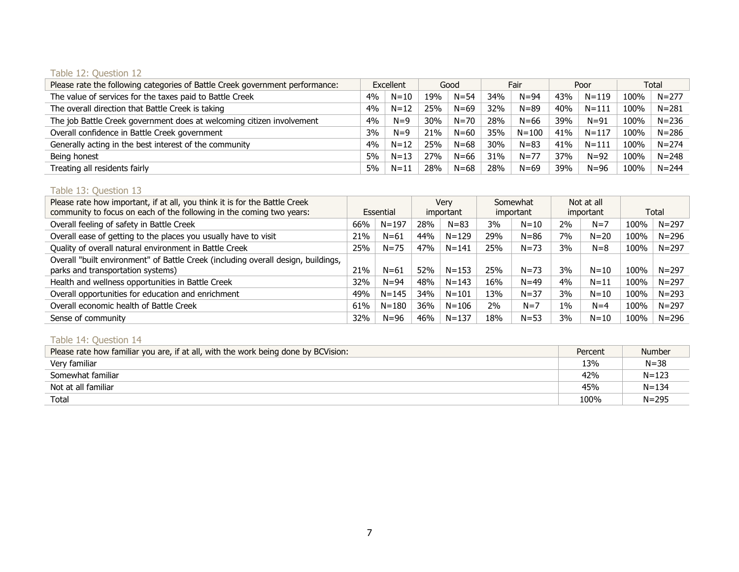Table 12: Question 12

| Please rate the following categories of Battle Creek government performance: | Excellent | | Good | | Fair | | Poor | | Total | |
|---|---|---|---|---|---|---|---|---|---|---|
| The value of services for the taxes paid to Battle Creek | 4% | N=10 | 19% | N=54 | 34% | N=94 | 43% | N=119 | 100% | N=277 |
| The overall direction that Battle Creek is taking | 4% | N=12 | 25% | N=69 | 32% | N=89 | 40% | N=111 | 100% | N=281 |
| The job Battle Creek government does at welcoming citizen involvement | 4% | N=9 | 30% | N=70 | 28% | N=66 | 39% | N=91 | 100% | N=236 |
| Overall confidence in Battle Creek government | 3% | N=9 | 21% | N=60 | 35% | N=100 | 41% | N=117 | 100% | N=286 |
| Generally acting in the best interest of the community | 4% | N=12 | 25% | N=68 | 30% | N=83 | 41% | N=111 | 100% | N=274 |
| Being honest | 5% | N=13 | 27% | N=66 | 31% | N=77 | 37% | N=92 | 100% | N=248 |
| Treating all residents fairly | 5% | N=11 | 28% | N=68 | 28% | N=69 | 39% | N=96 | 100% | N=244 |

Table 13: Question 13

| Please rate how important, if at all, you think it is for the Battle Creek community to focus on each of the following in the coming two years: | Essential | | Very important | | Somewhat important | | Not at all important | | Total | |
|---|---|---|---|---|---|---|---|---|---|---|
| Overall feeling of safety in Battle Creek | 66% | N=197 | 28% | N=83 | 3% | N=10 | 2% | N=7 | 100% | N=297 |
| Overall ease of getting to the places you usually have to visit | 21% | N=61 | 44% | N=129 | 29% | N=86 | 7% | N=20 | 100% | N=296 |
| Quality of overall natural environment in Battle Creek | 25% | N=75 | 47% | N=141 | 25% | N=73 | 3% | N=8 | 100% | N=297 |
| Overall "built environment" of Battle Creek (including overall design, buildings, parks and transportation systems) | 21% | N=61 | 52% | N=153 | 25% | N=73 | 3% | N=10 | 100% | N=297 |
| Health and wellness opportunities in Battle Creek | 32% | N=94 | 48% | N=143 | 16% | N=49 | 4% | N=11 | 100% | N=297 |
| Overall opportunities for education and enrichment | 49% | N=145 | 34% | N=101 | 13% | N=37 | 3% | N=10 | 100% | N=293 |
| Overall economic health of Battle Creek | 61% | N=180 | 36% | N=106 | 2% | N=7 | 1% | N=4 | 100% | N=297 |
| Sense of community | 32% | N=96 | 46% | N=137 | 18% | N=53 | 3% | N=10 | 100% | N=296 |

Table 14: Question 14

| Please rate how familiar you are, if at all, with the work being done by BCVision: | Percent | Number |
|---|---|---|
| Very familiar | 13% | N=38 |
| Somewhat familiar | 42% | N=123 |
| Not at all familiar | 45% | N=134 |
| Total | 100% | N=295 |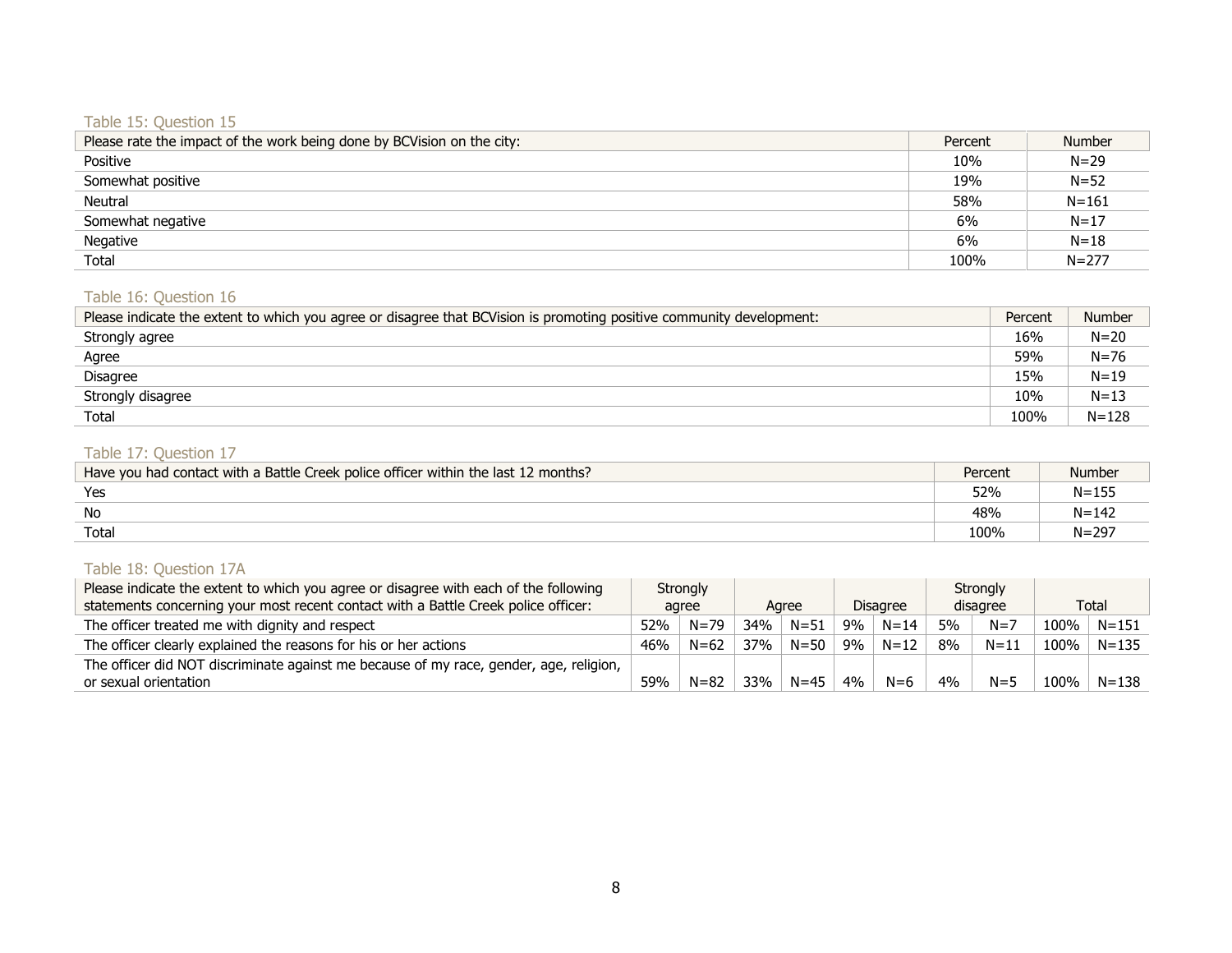Table 15: Question 15

| Please rate the impact of the work being done by BCVision on the city: | Percent | Number |
|---|---|---|
| Positive | 10% | N=29 |
| Somewhat positive | 19% | N=52 |
| Neutral | 58% | N=161 |
| Somewhat negative | 6% | N=17 |
| Negative | 6% | N=18 |
| Total | 100% | N=277 |

Table 16: Question 16

| Please indicate the extent to which you agree or disagree that BCVision is promoting positive community development: | Percent | Number |
|---|---|---|
| Strongly agree | 16% | N=20 |
| Agree | 59% | N=76 |
| Disagree | 15% | N=19 |
| Strongly disagree | 10% | N=13 |
| Total | 100% | N=128 |

Table 17: Question 17

| Have you had contact with a Battle Creek police officer within the last 12 months? | Percent | Number |
|---|---|---|
| Yes | 52% | N=155 |
| No | 48% | N=142 |
| Total | 100% | N=297 |

Table 18: Question 17A

| Please indicate the extent to which you agree or disagree with each of the following statements concerning your most recent contact with a Battle Creek police officer: | Strongly agree | | Agree | | Disagree | | Strongly disagree | | Total | |
|---|---|---|---|---|---|---|---|---|---|---|
| The officer treated me with dignity and respect | 52% | N=79 | 34% | N=51 | 9% | N=14 | 5% | N=7 | 100% | N=151 |
| The officer clearly explained the reasons for his or her actions | 46% | N=62 | 37% | N=50 | 9% | N=12 | 8% | N=11 | 100% | N=135 |
| The officer did NOT discriminate against me because of my race, gender, age, religion, or sexual orientation | 59% | N=82 | 33% | N=45 | 4% | N=6 | 4% | N=5 | 100% | N=138 |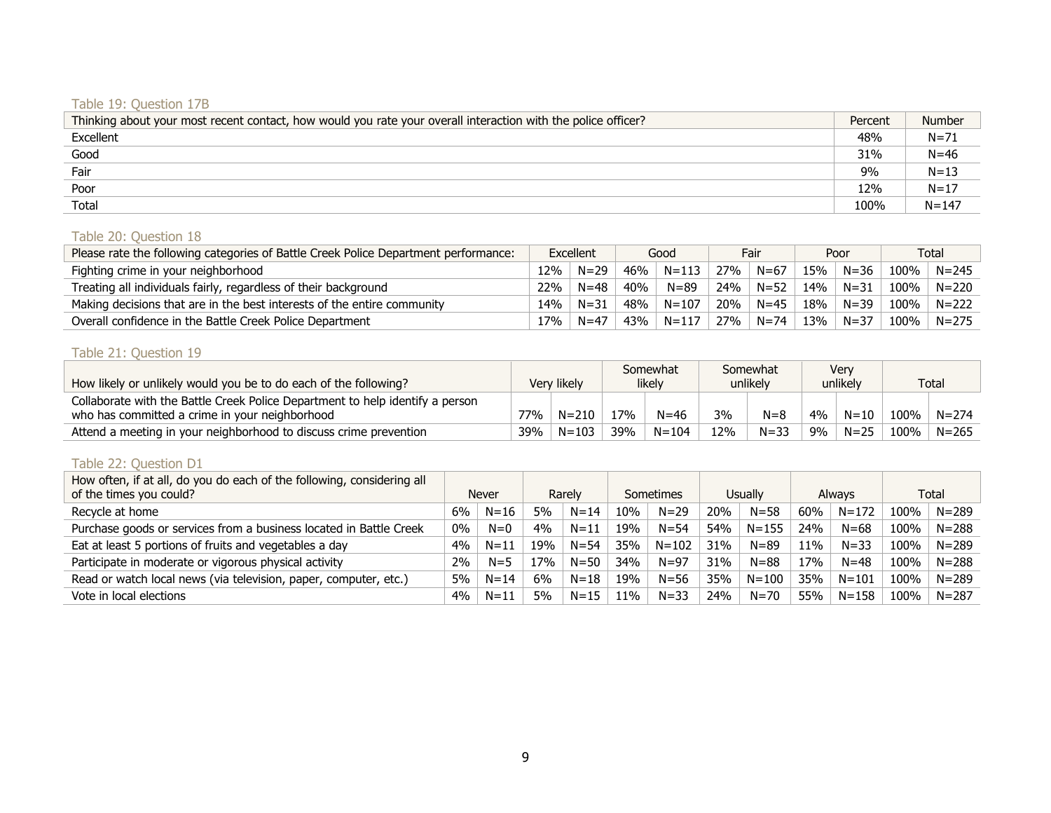Table 19: Question 17B

| Thinking about your most recent contact, how would you rate your overall interaction with the police officer? | Percent | Number |
|---|---|---|
| Excellent | 48% | N=71 |
| Good | 31% | N=46 |
| Fair | 9% | N=13 |
| Poor | 12% | N=17 |
| Total | 100% | N=147 |

Table 20: Question 18

| Please rate the following categories of Battle Creek Police Department performance: | Excellent | | Good | | Fair | | Poor | | Total | |
|---|---|---|---|---|---|---|---|---|---|---|
| Fighting crime in your neighborhood | 12% | N=29 | 46% | N=113 | 27% | N=67 | 15% | N=36 | 100% | N=245 |
| Treating all individuals fairly, regardless of their background | 22% | N=48 | 40% | N=89 | 24% | N=52 | 14% | N=31 | 100% | N=220 |
| Making decisions that are in the best interests of the entire community | 14% | N=31 | 48% | N=107 | 20% | N=45 | 18% | N=39 | 100% | N=222 |
| Overall confidence in the Battle Creek Police Department | 17% | N=47 | 43% | N=117 | 27% | N=74 | 13% | N=37 | 100% | N=275 |

Table 21: Question 19

| How likely or unlikely would you be to do each of the following? | Very likely | | Somewhat likely | | Somewhat unlikely | | Very unlikely | | Total | |
|---|---|---|---|---|---|---|---|---|---|---|
| Collaborate with the Battle Creek Police Department to help identify a person who has committed a crime in your neighborhood | 77% | N=210 | 17% | N=46 | 3% | N=8 | 4% | N=10 | 100% | N=274 |
| Attend a meeting in your neighborhood to discuss crime prevention | 39% | N=103 | 39% | N=104 | 12% | N=33 | 9% | N=25 | 100% | N=265 |

Table 22: Question D1

| How often, if at all, do you do each of the following, considering all of the times you could? | Never | | Rarely | | Sometimes | | Usually | | Always | | Total | |
|---|---|---|---|---|---|---|---|---|---|---|---|---|
| Recycle at home | 6% | N=16 | 5% | N=14 | 10% | N=29 | 20% | N=58 | 60% | N=172 | 100% | N=289 |
| Purchase goods or services from a business located in Battle Creek | 0% | N=0 | 4% | N=11 | 19% | N=54 | 54% | N=155 | 24% | N=68 | 100% | N=288 |
| Eat at least 5 portions of fruits and vegetables a day | 4% | N=11 | 19% | N=54 | 35% | N=102 | 31% | N=89 | 11% | N=33 | 100% | N=289 |
| Participate in moderate or vigorous physical activity | 2% | N=5 | 17% | N=50 | 34% | N=97 | 31% | N=88 | 17% | N=48 | 100% | N=288 |
| Read or watch local news (via television, paper, computer, etc.) | 5% | N=14 | 6% | N=18 | 19% | N=56 | 35% | N=100 | 35% | N=101 | 100% | N=289 |
| Vote in local elections | 4% | N=11 | 5% | N=15 | 11% | N=33 | 24% | N=70 | 55% | N=158 | 100% | N=287 |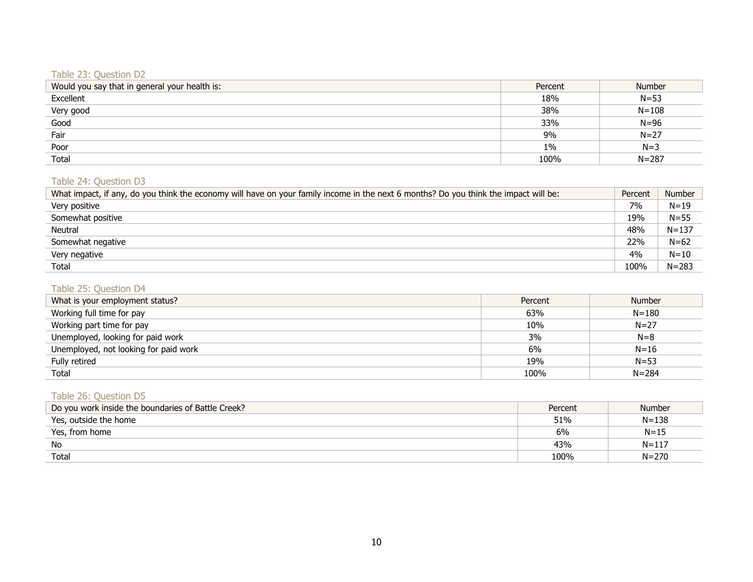Table 23: Question D2

| Would you say that in general your health is: | Percent | Number |
|---|---|---|
| Excellent | 18% | N=53 |
| Very good | 38% | N=108 |
| Good | 33% | N=96 |
| Fair | 9% | N=27 |
| Poor | 1% | N=3 |
| Total | 100% | N=287 |

Table 24: Question D3

| What impact, if any, do you think the economy will have on your family income in the next 6 months? Do you think the impact will be: | Percent | Number |
|---|---|---|
| Very positive | 7% | N=19 |
| Somewhat positive | 19% | N=55 |
| Neutral | 48% | N=137 |
| Somewhat negative | 22% | N=62 |
| Very negative | 4% | N=10 |
| Total | 100% | N=283 |

Table 25: Question D4

| What is your employment status? | Percent | Number |
|---|---|---|
| Working full time for pay | 63% | N=180 |
| Working part time for pay | 10% | N=27 |
| Unemployed, looking for paid work | 3% | N=8 |
| Unemployed, not looking for paid work | 6% | N=16 |
| Fully retired | 19% | N=53 |
| Total | 100% | N=284 |

Table 26: Question D5

| Do you work inside the boundaries of Battle Creek? | Percent | Number |
|---|---|---|
| Yes, outside the home | 51% | N=138 |
| Yes, from home | 6% | N=15 |
| No | 43% | N=117 |
| Total | 100% | N=270 |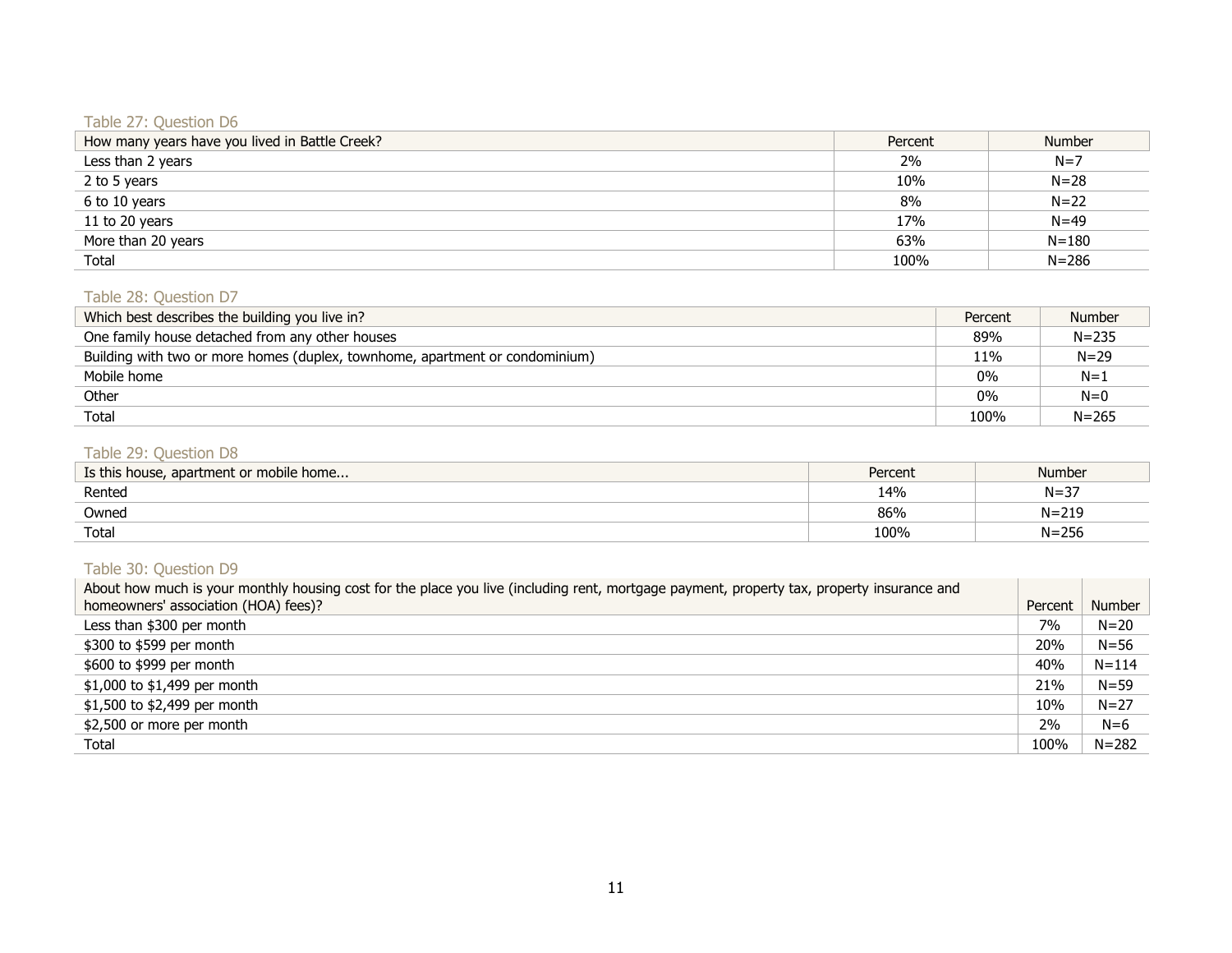Table 27: Question D6

| How many years have you lived in Battle Creek? | Percent | Number |
|---|---|---|
| Less than 2 years | 2% | N=7 |
| 2 to 5 years | 10% | N=28 |
| 6 to 10 years | 8% | N=22 |
| 11 to 20 years | 17% | N=49 |
| More than 20 years | 63% | N=180 |
| Total | 100% | N=286 |

Table 28: Question D7

| Which best describes the building you live in? | Percent | Number |
|---|---|---|
| One family house detached from any other houses | 89% | N=235 |
| Building with two or more homes (duplex, townhome, apartment or condominium) | 11% | N=29 |
| Mobile home | 0% | N=1 |
| Other | 0% | N=0 |
| Total | 100% | N=265 |

Table 29: Question D8

| Is this house, apartment or mobile home... | Percent | Number |
|---|---|---|
| Rented | 14% | N=37 |
| Owned | 86% | N=219 |
| Total | 100% | N=256 |

Table 30: Question D9

| About how much is your monthly housing cost for the place you live (including rent, mortgage payment, property tax, property insurance and homeowners' association (HOA) fees)? | Percent | Number |
|---|---|---|
| Less than $300 per month | 7% | N=20 |
| $300 to $599 per month | 20% | N=56 |
| $600 to $999 per month | 40% | N=114 |
| $1,000 to $1,499 per month | 21% | N=59 |
| $1,500 to $2,499 per month | 10% | N=27 |
| $2,500 or more per month | 2% | N=6 |
| Total | 100% | N=282 |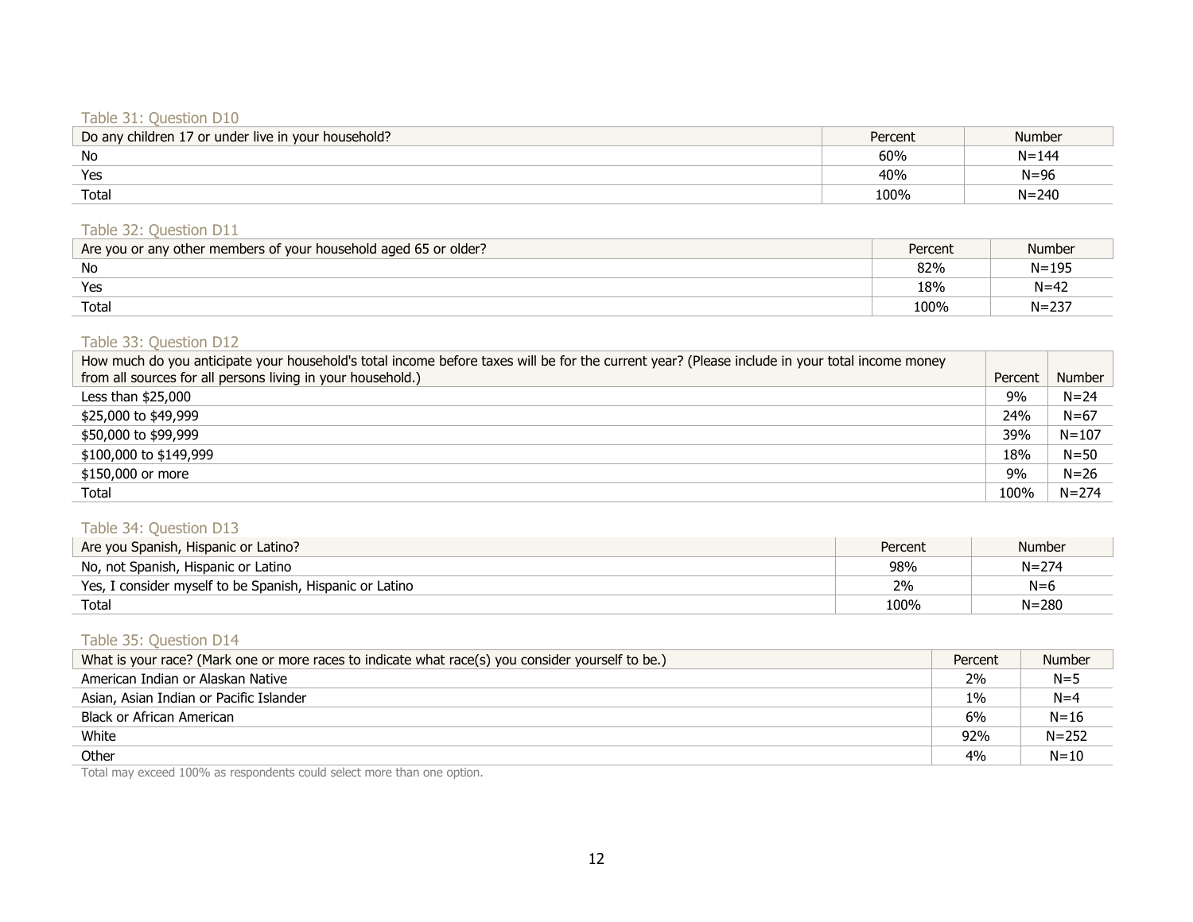Table 31: Question D10

| Do any children 17 or under live in your household? | Percent | Number |
|---|---|---|
| No | 60% | N=144 |
| Yes | 40% | N=96 |
| Total | 100% | N=240 |

Table 32: Question D11

| Are you or any other members of your household aged 65 or older? | Percent | Number |
|---|---|---|
| No | 82% | N=195 |
| Yes | 18% | N=42 |
| Total | 100% | N=237 |

Table 33: Question D12

| How much do you anticipate your household's total income before taxes will be for the current year? (Please include in your total income money from all sources for all persons living in your household.) | Percent | Number |
|---|---|---|
| Less than $25,000 | 9% | N=24 |
| $25,000 to $49,999 | 24% | N=67 |
| $50,000 to $99,999 | 39% | N=107 |
| $100,000 to $149,999 | 18% | N=50 |
| $150,000 or more | 9% | N=26 |
| Total | 100% | N=274 |

Table 34: Question D13

| Are you Spanish, Hispanic or Latino? | Percent | Number |
|---|---|---|
| No, not Spanish, Hispanic or Latino | 98% | N=274 |
| Yes, I consider myself to be Spanish, Hispanic or Latino | 2% | N=6 |
| Total | 100% | N=280 |

Table 35: Question D14

| What is your race? (Mark one or more races to indicate what race(s) you consider yourself to be.) | Percent | Number |
|---|---|---|
| American Indian or Alaskan Native | 2% | N=5 |
| Asian, Asian Indian or Pacific Islander | 1% | N=4 |
| Black or African American | 6% | N=16 |
| White | 92% | N=252 |
| Other | 4% | N=10 |

Total may exceed 100% as respondents could select more than one option.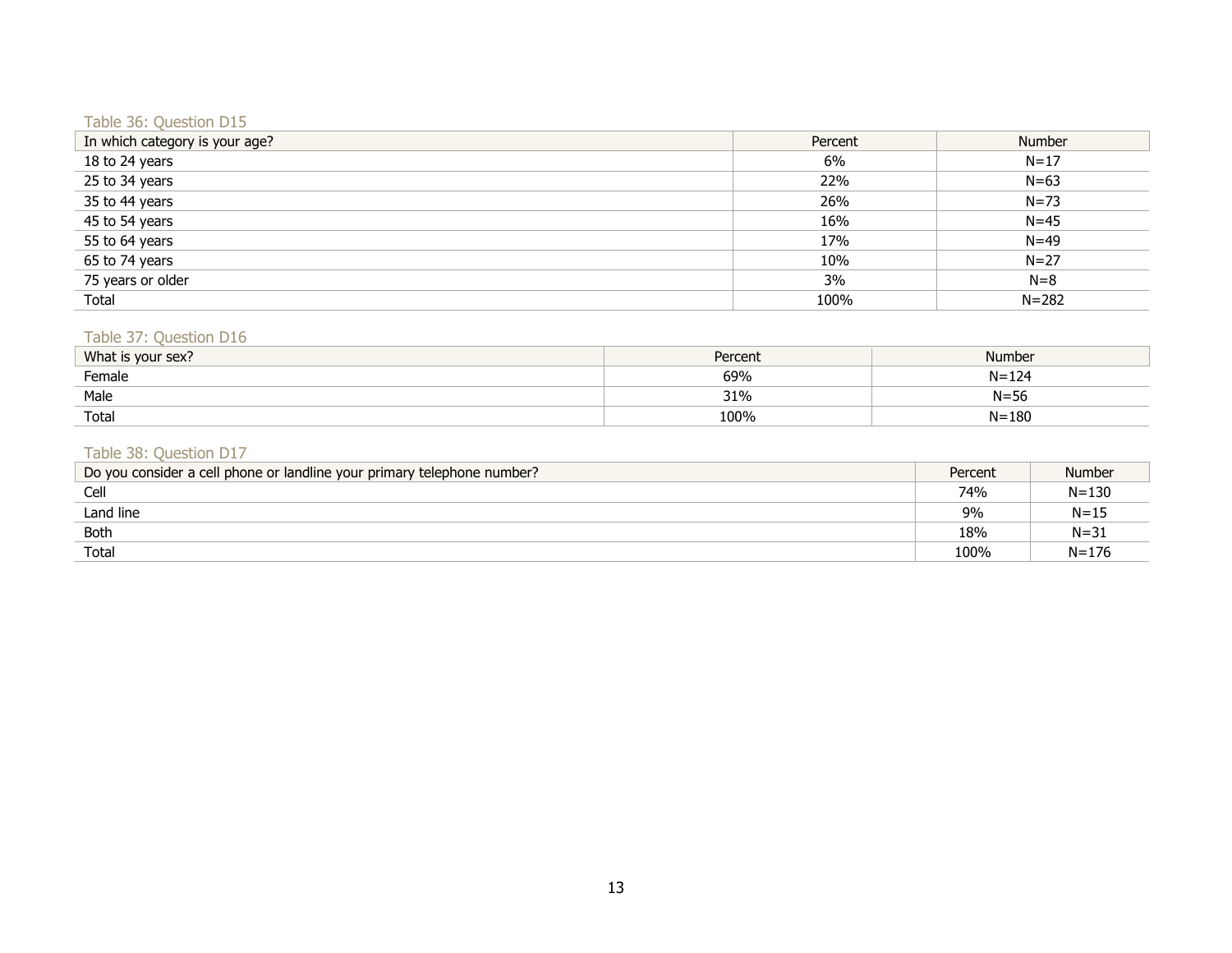Table 36: Question D15

| In which category is your age? | Percent | Number |
|---|---|---|
| 18 to 24 years | 6% | N=17 |
| 25 to 34 years | 22% | N=63 |
| 35 to 44 years | 26% | N=73 |
| 45 to 54 years | 16% | N=45 |
| 55 to 64 years | 17% | N=49 |
| 65 to 74 years | 10% | N=27 |
| 75 years or older | 3% | N=8 |
| Total | 100% | N=282 |

Table 37: Question D16

| What is your sex? | Percent | Number |
|---|---|---|
| Female | 69% | N=124 |
| Male | 31% | N=56 |
| Total | 100% | N=180 |

Table 38: Question D17

| Do you consider a cell phone or landline your primary telephone number? | Percent | Number |
|---|---|---|
| Cell | 74% | N=130 |
| Land line | 9% | N=15 |
| Both | 18% | N=31 |
| Total | 100% | N=176 |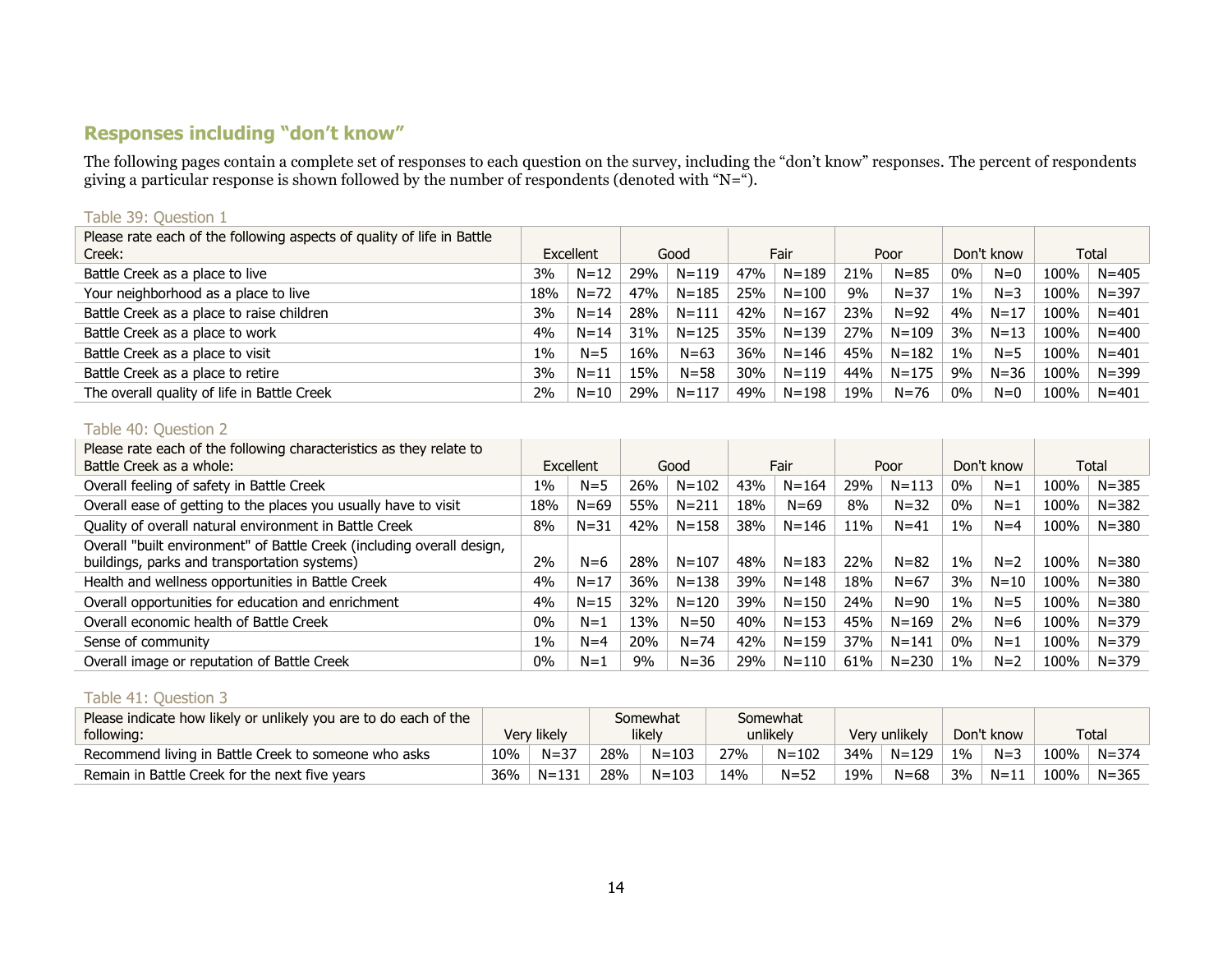## Responses including "don't know"

The following pages contain a complete set of responses to each question on the survey, including the "don't know" responses. The percent of respondents giving a particular response is shown followed by the number of respondents (denoted with "N=").

Table 39: Question 1

| Please rate each of the following aspects of quality of life in Battle Creek: | Excellent | | Good | | Fair | | Poor | | Don't know | | Total | |
|---|---|---|---|---|---|---|---|---|---|---|---|---|
| Battle Creek as a place to live | 3% | N=12 | 29% | N=119 | 47% | N=189 | 21% | N=85 | 0% | N=0 | 100% | N=405 |
| Your neighborhood as a place to live | 18% | N=72 | 47% | N=185 | 25% | N=100 | 9% | N=37 | 1% | N=3 | 100% | N=397 |
| Battle Creek as a place to raise children | 3% | N=14 | 28% | N=111 | 42% | N=167 | 23% | N=92 | 4% | N=17 | 100% | N=401 |
| Battle Creek as a place to work | 4% | N=14 | 31% | N=125 | 35% | N=139 | 27% | N=109 | 3% | N=13 | 100% | N=400 |
| Battle Creek as a place to visit | 1% | N=5 | 16% | N=63 | 36% | N=146 | 45% | N=182 | 1% | N=5 | 100% | N=401 |
| Battle Creek as a place to retire | 3% | N=11 | 15% | N=58 | 30% | N=119 | 44% | N=175 | 9% | N=36 | 100% | N=399 |
| The overall quality of life in Battle Creek | 2% | N=10 | 29% | N=117 | 49% | N=198 | 19% | N=76 | 0% | N=0 | 100% | N=401 |

Table 40: Question 2

| Please rate each of the following characteristics as they relate to Battle Creek as a whole: | Excellent | | Good | | Fair | | Poor | | Don't know | | Total | |
|---|---|---|---|---|---|---|---|---|---|---|---|---|
| Overall feeling of safety in Battle Creek | 1% | N=5 | 26% | N=102 | 43% | N=164 | 29% | N=113 | 0% | N=1 | 100% | N=385 |
| Overall ease of getting to the places you usually have to visit | 18% | N=69 | 55% | N=211 | 18% | N=69 | 8% | N=32 | 0% | N=1 | 100% | N=382 |
| Quality of overall natural environment in Battle Creek | 8% | N=31 | 42% | N=158 | 38% | N=146 | 11% | N=41 | 1% | N=4 | 100% | N=380 |
| Overall "built environment" of Battle Creek (including overall design, buildings, parks and transportation systems) | 2% | N=6 | 28% | N=107 | 48% | N=183 | 22% | N=82 | 1% | N=2 | 100% | N=380 |
| Health and wellness opportunities in Battle Creek | 4% | N=17 | 36% | N=138 | 39% | N=148 | 18% | N=67 | 3% | N=10 | 100% | N=380 |
| Overall opportunities for education and enrichment | 4% | N=15 | 32% | N=120 | 39% | N=150 | 24% | N=90 | 1% | N=5 | 100% | N=380 |
| Overall economic health of Battle Creek | 0% | N=1 | 13% | N=50 | 40% | N=153 | 45% | N=169 | 2% | N=6 | 100% | N=379 |
| Sense of community | 1% | N=4 | 20% | N=74 | 42% | N=159 | 37% | N=141 | 0% | N=1 | 100% | N=379 |
| Overall image or reputation of Battle Creek | 0% | N=1 | 9% | N=36 | 29% | N=110 | 61% | N=230 | 1% | N=2 | 100% | N=379 |

Table 41: Question 3

| Please indicate how likely or unlikely you are to do each of the following: | Very likely | | Somewhat likely | | Somewhat unlikely | | Very unlikely | | Don't know | | Total | |
|---|---|---|---|---|---|---|---|---|---|---|---|---|
| Recommend living in Battle Creek to someone who asks | 10% | N=37 | 28% | N=103 | 27% | N=102 | 34% | N=129 | 1% | N=3 | 100% | N=374 |
| Remain in Battle Creek for the next five years | 36% | N=131 | 28% | N=103 | 14% | N=52 | 19% | N=68 | 3% | N=11 | 100% | N=365 |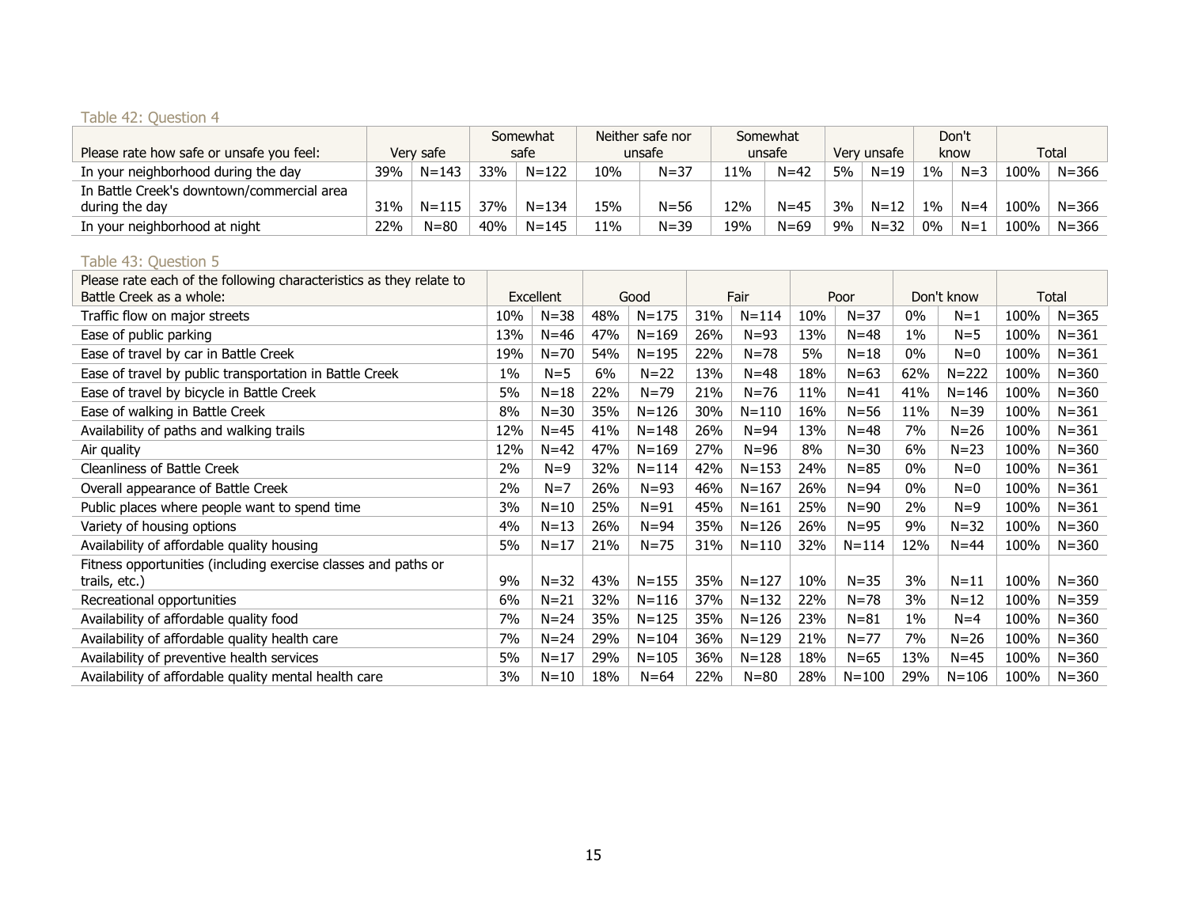Table 42: Question 4

| Please rate how safe or unsafe you feel: | Very safe | | Somewhat safe | | Neither safe nor unsafe | | Somewhat unsafe | | Very unsafe | | Don't know | | Total | |
|---|---|---|---|---|---|---|---|---|---|---|---|---|---|---|
| In your neighborhood during the day | 39% | N=143 | 33% | N=122 | 10% | N=37 | 11% | N=42 | 5% | N=19 | 1% | N=3 | 100% | N=366 |
| In Battle Creek's downtown/commercial area during the day | 31% | N=115 | 37% | N=134 | 15% | N=56 | 12% | N=45 | 3% | N=12 | 1% | N=4 | 100% | N=366 |
| In your neighborhood at night | 22% | N=80 | 40% | N=145 | 11% | N=39 | 19% | N=69 | 9% | N=32 | 0% | N=1 | 100% | N=366 |

Table 43: Question 5

| Please rate each of the following characteristics as they relate to Battle Creek as a whole: | Excellent | | Good | | Fair | | Poor | | Don't know | | Total | |
|---|---|---|---|---|---|---|---|---|---|---|---|---|
| Traffic flow on major streets | 10% | N=38 | 48% | N=175 | 31% | N=114 | 10% | N=37 | 0% | N=1 | 100% | N=365 |
| Ease of public parking | 13% | N=46 | 47% | N=169 | 26% | N=93 | 13% | N=48 | 1% | N=5 | 100% | N=361 |
| Ease of travel by car in Battle Creek | 19% | N=70 | 54% | N=195 | 22% | N=78 | 5% | N=18 | 0% | N=0 | 100% | N=361 |
| Ease of travel by public transportation in Battle Creek | 1% | N=5 | 6% | N=22 | 13% | N=48 | 18% | N=63 | 62% | N=222 | 100% | N=360 |
| Ease of travel by bicycle in Battle Creek | 5% | N=18 | 22% | N=79 | 21% | N=76 | 11% | N=41 | 41% | N=146 | 100% | N=360 |
| Ease of walking in Battle Creek | 8% | N=30 | 35% | N=126 | 30% | N=110 | 16% | N=56 | 11% | N=39 | 100% | N=361 |
| Availability of paths and walking trails | 12% | N=45 | 41% | N=148 | 26% | N=94 | 13% | N=48 | 7% | N=26 | 100% | N=361 |
| Air quality | 12% | N=42 | 47% | N=169 | 27% | N=96 | 8% | N=30 | 6% | N=23 | 100% | N=360 |
| Cleanliness of Battle Creek | 2% | N=9 | 32% | N=114 | 42% | N=153 | 24% | N=85 | 0% | N=0 | 100% | N=361 |
| Overall appearance of Battle Creek | 2% | N=7 | 26% | N=93 | 46% | N=167 | 26% | N=94 | 0% | N=0 | 100% | N=361 |
| Public places where people want to spend time | 3% | N=10 | 25% | N=91 | 45% | N=161 | 25% | N=90 | 2% | N=9 | 100% | N=361 |
| Variety of housing options | 4% | N=13 | 26% | N=94 | 35% | N=126 | 26% | N=95 | 9% | N=32 | 100% | N=360 |
| Availability of affordable quality housing | 5% | N=17 | 21% | N=75 | 31% | N=110 | 32% | N=114 | 12% | N=44 | 100% | N=360 |
| Fitness opportunities (including exercise classes and paths or trails, etc.) | 9% | N=32 | 43% | N=155 | 35% | N=127 | 10% | N=35 | 3% | N=11 | 100% | N=360 |
| Recreational opportunities | 6% | N=21 | 32% | N=116 | 37% | N=132 | 22% | N=78 | 3% | N=12 | 100% | N=359 |
| Availability of affordable quality food | 7% | N=24 | 35% | N=125 | 35% | N=126 | 23% | N=81 | 1% | N=4 | 100% | N=360 |
| Availability of affordable quality health care | 7% | N=24 | 29% | N=104 | 36% | N=129 | 21% | N=77 | 7% | N=26 | 100% | N=360 |
| Availability of preventive health services | 5% | N=17 | 29% | N=105 | 36% | N=128 | 18% | N=65 | 13% | N=45 | 100% | N=360 |
| Availability of affordable quality mental health care | 3% | N=10 | 18% | N=64 | 22% | N=80 | 28% | N=100 | 29% | N=106 | 100% | N=360 |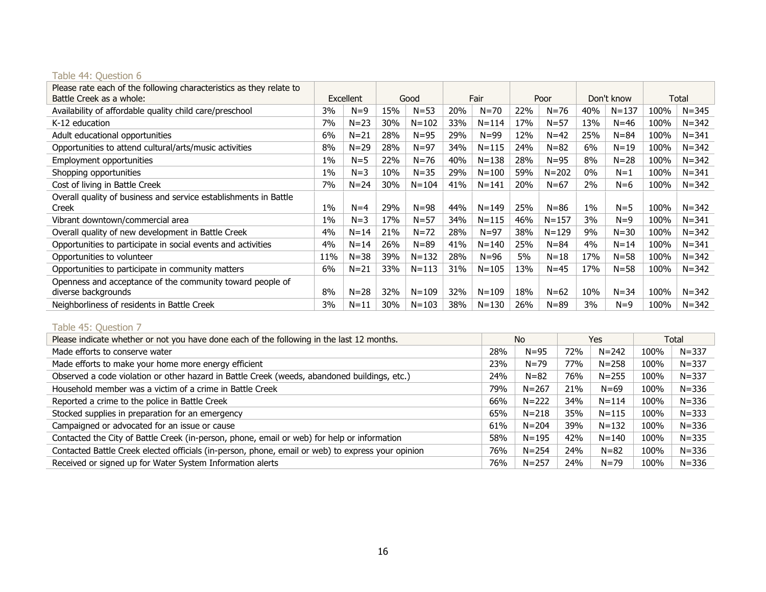### Table 44: Question 6

| Please rate each of the following characteristics as they relate to Battle Creek as a whole: | Excellent | | Good | | Fair | | Poor | | Don't know | | Total | |
|---|---|---|---|---|---|---|---|---|---|---|---|---|
| Availability of affordable quality child care/preschool | 3% | N=9 | 15% | N=53 | 20% | N=70 | 22% | N=76 | 40% | N=137 | 100% | N=345 |
| K-12 education | 7% | N=23 | 30% | N=102 | 33% | N=114 | 17% | N=57 | 13% | N=46 | 100% | N=342 |
| Adult educational opportunities | 6% | N=21 | 28% | N=95 | 29% | N=99 | 12% | N=42 | 25% | N=84 | 100% | N=341 |
| Opportunities to attend cultural/arts/music activities | 8% | N=29 | 28% | N=97 | 34% | N=115 | 24% | N=82 | 6% | N=19 | 100% | N=342 |
| Employment opportunities | 1% | N=5 | 22% | N=76 | 40% | N=138 | 28% | N=95 | 8% | N=28 | 100% | N=342 |
| Shopping opportunities | 1% | N=3 | 10% | N=35 | 29% | N=100 | 59% | N=202 | 0% | N=1 | 100% | N=341 |
| Cost of living in Battle Creek | 7% | N=24 | 30% | N=104 | 41% | N=141 | 20% | N=67 | 2% | N=6 | 100% | N=342 |
| Overall quality of business and service establishments in Battle Creek | 1% | N=4 | 29% | N=98 | 44% | N=149 | 25% | N=86 | 1% | N=5 | 100% | N=342 |
| Vibrant downtown/commercial area | 1% | N=3 | 17% | N=57 | 34% | N=115 | 46% | N=157 | 3% | N=9 | 100% | N=341 |
| Overall quality of new development in Battle Creek | 4% | N=14 | 21% | N=72 | 28% | N=97 | 38% | N=129 | 9% | N=30 | 100% | N=342 |
| Opportunities to participate in social events and activities | 4% | N=14 | 26% | N=89 | 41% | N=140 | 25% | N=84 | 4% | N=14 | 100% | N=341 |
| Opportunities to volunteer | 11% | N=38 | 39% | N=132 | 28% | N=96 | 5% | N=18 | 17% | N=58 | 100% | N=342 |
| Opportunities to participate in community matters | 6% | N=21 | 33% | N=113 | 31% | N=105 | 13% | N=45 | 17% | N=58 | 100% | N=342 |
| Openness and acceptance of the community toward people of diverse backgrounds | 8% | N=28 | 32% | N=109 | 32% | N=109 | 18% | N=62 | 10% | N=34 | 100% | N=342 |
| Neighborliness of residents in Battle Creek | 3% | N=11 | 30% | N=103 | 38% | N=130 | 26% | N=89 | 3% | N=9 | 100% | N=342 |

### Table 45: Question 7

| Please indicate whether or not you have done each of the following in the last 12 months. | No | | Yes | | Total | |
|---|---|---|---|---|---|---|
| Made efforts to conserve water | 28% | N=95 | 72% | N=242 | 100% | N=337 |
| Made efforts to make your home more energy efficient | 23% | N=79 | 77% | N=258 | 100% | N=337 |
| Observed a code violation or other hazard in Battle Creek (weeds, abandoned buildings, etc.) | 24% | N=82 | 76% | N=255 | 100% | N=337 |
| Household member was a victim of a crime in Battle Creek | 79% | N=267 | 21% | N=69 | 100% | N=336 |
| Reported a crime to the police in Battle Creek | 66% | N=222 | 34% | N=114 | 100% | N=336 |
| Stocked supplies in preparation for an emergency | 65% | N=218 | 35% | N=115 | 100% | N=333 |
| Campaigned or advocated for an issue or cause | 61% | N=204 | 39% | N=132 | 100% | N=336 |
| Contacted the City of Battle Creek (in-person, phone, email or web) for help or information | 58% | N=195 | 42% | N=140 | 100% | N=335 |
| Contacted Battle Creek elected officials (in-person, phone, email or web) to express your opinion | 76% | N=254 | 24% | N=82 | 100% | N=336 |
| Received or signed up for Water System Information alerts | 76% | N=257 | 24% | N=79 | 100% | N=336 |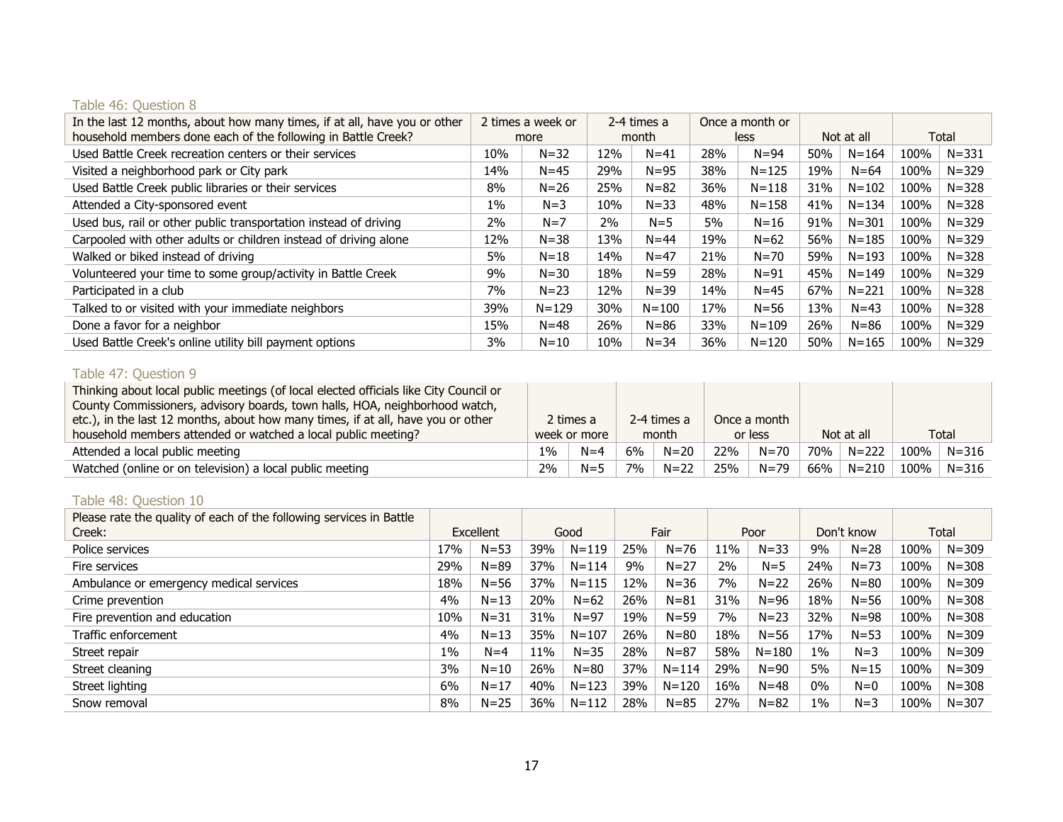Table 46: Question 8

| In the last 12 months, about how many times, if at all, have you or other household members done each of the following in Battle Creek? | 2 times a week or more | | 2-4 times a month | | Once a month or less | | Not at all | | Total | |
|---|---|---|---|---|---|---|---|---|---|---|
| Used Battle Creek recreation centers or their services | 10% | N=32 | 12% | N=41 | 28% | N=94 | 50% | N=164 | 100% | N=331 |
| Visited a neighborhood park or City park | 14% | N=45 | 29% | N=95 | 38% | N=125 | 19% | N=64 | 100% | N=329 |
| Used Battle Creek public libraries or their services | 8% | N=26 | 25% | N=82 | 36% | N=118 | 31% | N=102 | 100% | N=328 |
| Attended a City-sponsored event | 1% | N=3 | 10% | N=33 | 48% | N=158 | 41% | N=134 | 100% | N=328 |
| Used bus, rail or other public transportation instead of driving | 2% | N=7 | 2% | N=5 | 5% | N=16 | 91% | N=301 | 100% | N=329 |
| Carpooled with other adults or children instead of driving alone | 12% | N=38 | 13% | N=44 | 19% | N=62 | 56% | N=185 | 100% | N=329 |
| Walked or biked instead of driving | 5% | N=18 | 14% | N=47 | 21% | N=70 | 59% | N=193 | 100% | N=328 |
| Volunteered your time to some group/activity in Battle Creek | 9% | N=30 | 18% | N=59 | 28% | N=91 | 45% | N=149 | 100% | N=329 |
| Participated in a club | 7% | N=23 | 12% | N=39 | 14% | N=45 | 67% | N=221 | 100% | N=328 |
| Talked to or visited with your immediate neighbors | 39% | N=129 | 30% | N=100 | 17% | N=56 | 13% | N=43 | 100% | N=328 |
| Done a favor for a neighbor | 15% | N=48 | 26% | N=86 | 33% | N=109 | 26% | N=86 | 100% | N=329 |
| Used Battle Creek's online utility bill payment options | 3% | N=10 | 10% | N=34 | 36% | N=120 | 50% | N=165 | 100% | N=329 |

Table 47: Question 9

| Thinking about local public meetings (of local elected officials like City Council or County Commissioners, advisory boards, town halls, HOA, neighborhood watch, etc.), in the last 12 months, about how many times, if at all, have you or other household members attended or watched a local public meeting? | 2 times a week or more | | 2-4 times a month | | Once a month or less | | Not at all | | Total | |
|---|---|---|---|---|---|---|---|---|---|---|
| Attended a local public meeting | 1% | N=4 | 6% | N=20 | 22% | N=70 | 70% | N=222 | 100% | N=316 |
| Watched (online or on television) a local public meeting | 2% | N=5 | 7% | N=22 | 25% | N=79 | 66% | N=210 | 100% | N=316 |

Table 48: Question 10

| Please rate the quality of each of the following services in Battle Creek: | Excellent | | Good | | Fair | | Poor | | Don't know | | Total | |
|---|---|---|---|---|---|---|---|---|---|---|---|---|
| Police services | 17% | N=53 | 39% | N=119 | 25% | N=76 | 11% | N=33 | 9% | N=28 | 100% | N=309 |
| Fire services | 29% | N=89 | 37% | N=114 | 9% | N=27 | 2% | N=5 | 24% | N=73 | 100% | N=308 |
| Ambulance or emergency medical services | 18% | N=56 | 37% | N=115 | 12% | N=36 | 7% | N=22 | 26% | N=80 | 100% | N=309 |
| Crime prevention | 4% | N=13 | 20% | N=62 | 26% | N=81 | 31% | N=96 | 18% | N=56 | 100% | N=308 |
| Fire prevention and education | 10% | N=31 | 31% | N=97 | 19% | N=59 | 7% | N=23 | 32% | N=98 | 100% | N=308 |
| Traffic enforcement | 4% | N=13 | 35% | N=107 | 26% | N=80 | 18% | N=56 | 17% | N=53 | 100% | N=309 |
| Street repair | 1% | N=4 | 11% | N=35 | 28% | N=87 | 58% | N=180 | 1% | N=3 | 100% | N=309 |
| Street cleaning | 3% | N=10 | 26% | N=80 | 37% | N=114 | 29% | N=90 | 5% | N=15 | 100% | N=309 |
| Street lighting | 6% | N=17 | 40% | N=123 | 39% | N=120 | 16% | N=48 | 0% | N=0 | 100% | N=308 |
| Snow removal | 8% | N=25 | 36% | N=112 | 28% | N=85 | 27% | N=82 | 1% | N=3 | 100% | N=307 |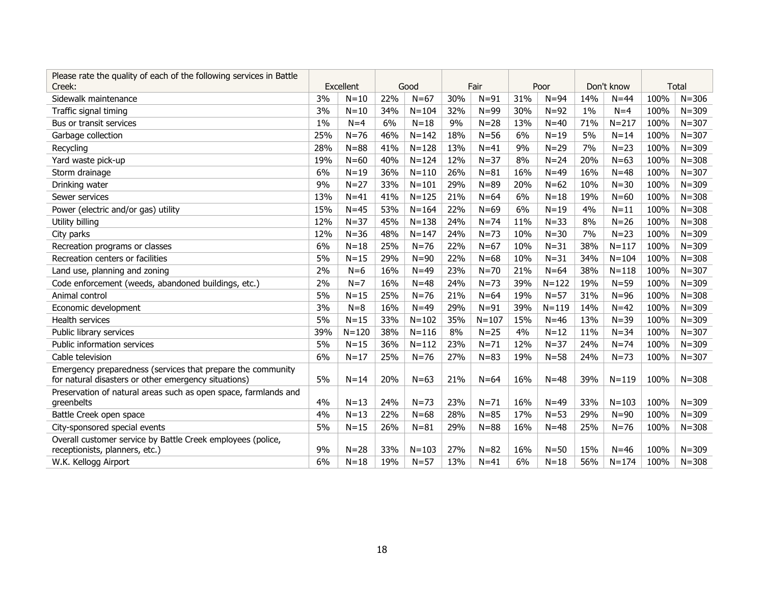| Please rate the quality of each of the following services in Battle Creek: | Excellent | | Good | | Fair | | Poor | | Don't know | | Total | |
|---|---|---|---|---|---|---|---|---|---|---|---|---|
| Sidewalk maintenance | 3% | N=10 | 22% | N=67 | 30% | N=91 | 31% | N=94 | 14% | N=44 | 100% | N=306 |
| Traffic signal timing | 3% | N=10 | 34% | N=104 | 32% | N=99 | 30% | N=92 | 1% | N=4 | 100% | N=309 |
| Bus or transit services | 1% | N=4 | 6% | N=18 | 9% | N=28 | 13% | N=40 | 71% | N=217 | 100% | N=307 |
| Garbage collection | 25% | N=76 | 46% | N=142 | 18% | N=56 | 6% | N=19 | 5% | N=14 | 100% | N=307 |
| Recycling | 28% | N=88 | 41% | N=128 | 13% | N=41 | 9% | N=29 | 7% | N=23 | 100% | N=309 |
| Yard waste pick-up | 19% | N=60 | 40% | N=124 | 12% | N=37 | 8% | N=24 | 20% | N=63 | 100% | N=308 |
| Storm drainage | 6% | N=19 | 36% | N=110 | 26% | N=81 | 16% | N=49 | 16% | N=48 | 100% | N=307 |
| Drinking water | 9% | N=27 | 33% | N=101 | 29% | N=89 | 20% | N=62 | 10% | N=30 | 100% | N=309 |
| Sewer services | 13% | N=41 | 41% | N=125 | 21% | N=64 | 6% | N=18 | 19% | N=60 | 100% | N=308 |
| Power (electric and/or gas) utility | 15% | N=45 | 53% | N=164 | 22% | N=69 | 6% | N=19 | 4% | N=11 | 100% | N=308 |
| Utility billing | 12% | N=37 | 45% | N=138 | 24% | N=74 | 11% | N=33 | 8% | N=26 | 100% | N=308 |
| City parks | 12% | N=36 | 48% | N=147 | 24% | N=73 | 10% | N=30 | 7% | N=23 | 100% | N=309 |
| Recreation programs or classes | 6% | N=18 | 25% | N=76 | 22% | N=67 | 10% | N=31 | 38% | N=117 | 100% | N=309 |
| Recreation centers or facilities | 5% | N=15 | 29% | N=90 | 22% | N=68 | 10% | N=31 | 34% | N=104 | 100% | N=308 |
| Land use, planning and zoning | 2% | N=6 | 16% | N=49 | 23% | N=70 | 21% | N=64 | 38% | N=118 | 100% | N=307 |
| Code enforcement (weeds, abandoned buildings, etc.) | 2% | N=7 | 16% | N=48 | 24% | N=73 | 39% | N=122 | 19% | N=59 | 100% | N=309 |
| Animal control | 5% | N=15 | 25% | N=76 | 21% | N=64 | 19% | N=57 | 31% | N=96 | 100% | N=308 |
| Economic development | 3% | N=8 | 16% | N=49 | 29% | N=91 | 39% | N=119 | 14% | N=42 | 100% | N=309 |
| Health services | 5% | N=15 | 33% | N=102 | 35% | N=107 | 15% | N=46 | 13% | N=39 | 100% | N=309 |
| Public library services | 39% | N=120 | 38% | N=116 | 8% | N=25 | 4% | N=12 | 11% | N=34 | 100% | N=307 |
| Public information services | 5% | N=15 | 36% | N=112 | 23% | N=71 | 12% | N=37 | 24% | N=74 | 100% | N=309 |
| Cable television | 6% | N=17 | 25% | N=76 | 27% | N=83 | 19% | N=58 | 24% | N=73 | 100% | N=307 |
| Emergency preparedness (services that prepare the community for natural disasters or other emergency situations) | 5% | N=14 | 20% | N=63 | 21% | N=64 | 16% | N=48 | 39% | N=119 | 100% | N=308 |
| Preservation of natural areas such as open space, farmlands and greenbelts | 4% | N=13 | 24% | N=73 | 23% | N=71 | 16% | N=49 | 33% | N=103 | 100% | N=309 |
| Battle Creek open space | 4% | N=13 | 22% | N=68 | 28% | N=85 | 17% | N=53 | 29% | N=90 | 100% | N=309 |
| City-sponsored special events | 5% | N=15 | 26% | N=81 | 29% | N=88 | 16% | N=48 | 25% | N=76 | 100% | N=308 |
| Overall customer service by Battle Creek employees (police, receptionists, planners, etc.) | 9% | N=28 | 33% | N=103 | 27% | N=82 | 16% | N=50 | 15% | N=46 | 100% | N=309 |
| W.K. Kellogg Airport | 6% | N=18 | 19% | N=57 | 13% | N=41 | 6% | N=18 | 56% | N=174 | 100% | N=308 |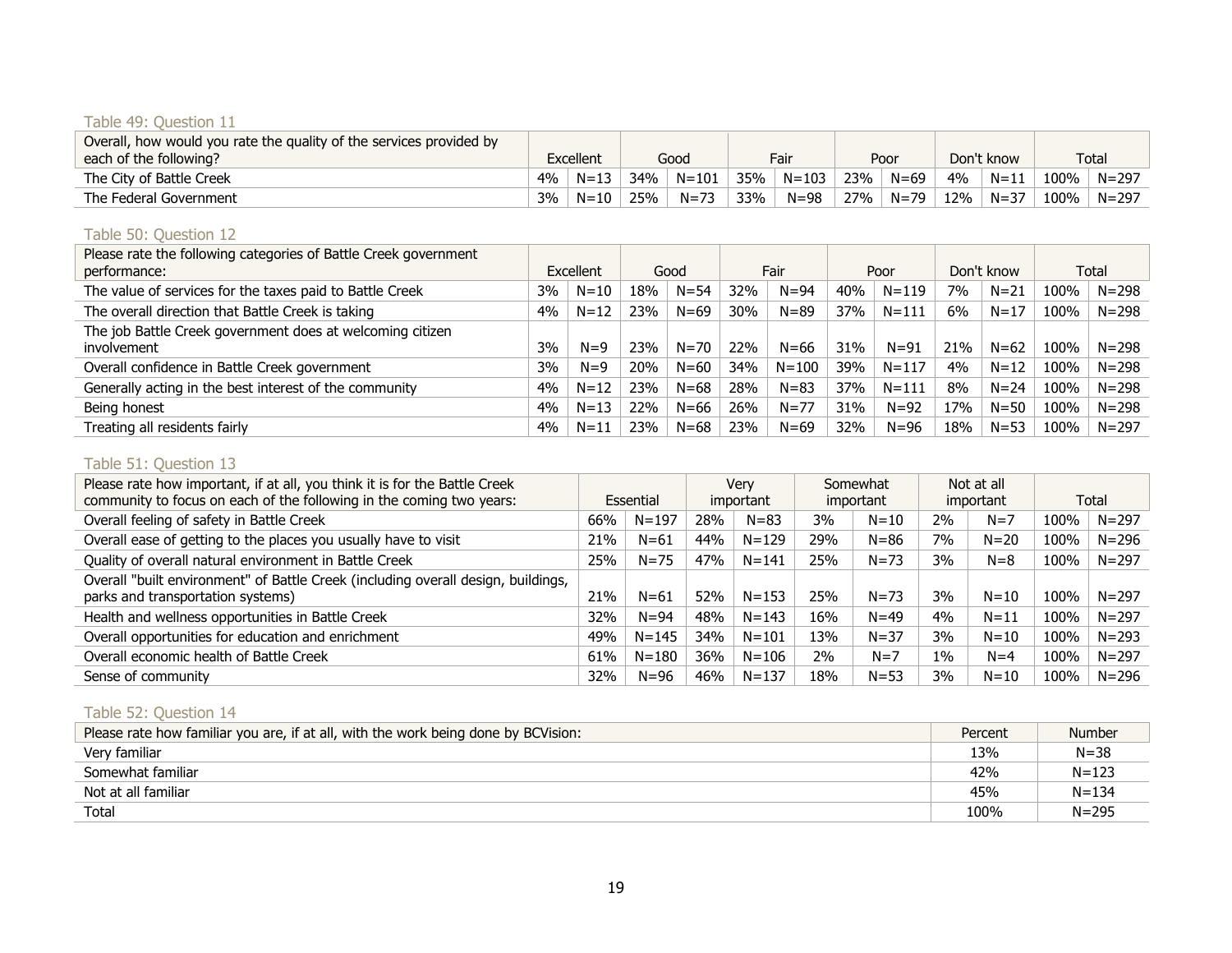Table 49: Question 11

| Overall, how would you rate the quality of the services provided by each of the following? | Excellent | | Good | | Fair | | Poor | | Don't know | | Total | |
|---|---|---|---|---|---|---|---|---|---|---|---|---|
| The City of Battle Creek | 4% | N=13 | 34% | N=101 | 35% | N=103 | 23% | N=69 | 4% | N=11 | 100% | N=297 |
| The Federal Government | 3% | N=10 | 25% | N=73 | 33% | N=98 | 27% | N=79 | 12% | N=37 | 100% | N=297 |

Table 50: Question 12

| Please rate the following categories of Battle Creek government performance: | Excellent | | Good | | Fair | | Poor | | Don't know | | Total | |
|---|---|---|---|---|---|---|---|---|---|---|---|---|
| The value of services for the taxes paid to Battle Creek | 3% | N=10 | 18% | N=54 | 32% | N=94 | 40% | N=119 | 7% | N=21 | 100% | N=298 |
| The overall direction that Battle Creek is taking | 4% | N=12 | 23% | N=69 | 30% | N=89 | 37% | N=111 | 6% | N=17 | 100% | N=298 |
| The job Battle Creek government does at welcoming citizen involvement | 3% | N=9 | 23% | N=70 | 22% | N=66 | 31% | N=91 | 21% | N=62 | 100% | N=298 |
| Overall confidence in Battle Creek government | 3% | N=9 | 20% | N=60 | 34% | N=100 | 39% | N=117 | 4% | N=12 | 100% | N=298 |
| Generally acting in the best interest of the community | 4% | N=12 | 23% | N=68 | 28% | N=83 | 37% | N=111 | 8% | N=24 | 100% | N=298 |
| Being honest | 4% | N=13 | 22% | N=66 | 26% | N=77 | 31% | N=92 | 17% | N=50 | 100% | N=298 |
| Treating all residents fairly | 4% | N=11 | 23% | N=68 | 23% | N=69 | 32% | N=96 | 18% | N=53 | 100% | N=297 |

Table 51: Question 13

| Please rate how important, if at all, you think it is for the Battle Creek community to focus on each of the following in the coming two years: | Essential | | Very important | | Somewhat important | | Not at all important | | Total | |
|---|---|---|---|---|---|---|---|---|---|---|
| Overall feeling of safety in Battle Creek | 66% | N=197 | 28% | N=83 | 3% | N=10 | 2% | N=7 | 100% | N=297 |
| Overall ease of getting to the places you usually have to visit | 21% | N=61 | 44% | N=129 | 29% | N=86 | 7% | N=20 | 100% | N=296 |
| Quality of overall natural environment in Battle Creek | 25% | N=75 | 47% | N=141 | 25% | N=73 | 3% | N=8 | 100% | N=297 |
| Overall "built environment" of Battle Creek (including overall design, buildings, parks and transportation systems) | 21% | N=61 | 52% | N=153 | 25% | N=73 | 3% | N=10 | 100% | N=297 |
| Health and wellness opportunities in Battle Creek | 32% | N=94 | 48% | N=143 | 16% | N=49 | 4% | N=11 | 100% | N=297 |
| Overall opportunities for education and enrichment | 49% | N=145 | 34% | N=101 | 13% | N=37 | 3% | N=10 | 100% | N=293 |
| Overall economic health of Battle Creek | 61% | N=180 | 36% | N=106 | 2% | N=7 | 1% | N=4 | 100% | N=297 |
| Sense of community | 32% | N=96 | 46% | N=137 | 18% | N=53 | 3% | N=10 | 100% | N=296 |

Table 52: Question 14

| Please rate how familiar you are, if at all, with the work being done by BCVision: | Percent | Number |
|---|---|---|
| Very familiar | 13% | N=38 |
| Somewhat familiar | 42% | N=123 |
| Not at all familiar | 45% | N=134 |
| Total | 100% | N=295 |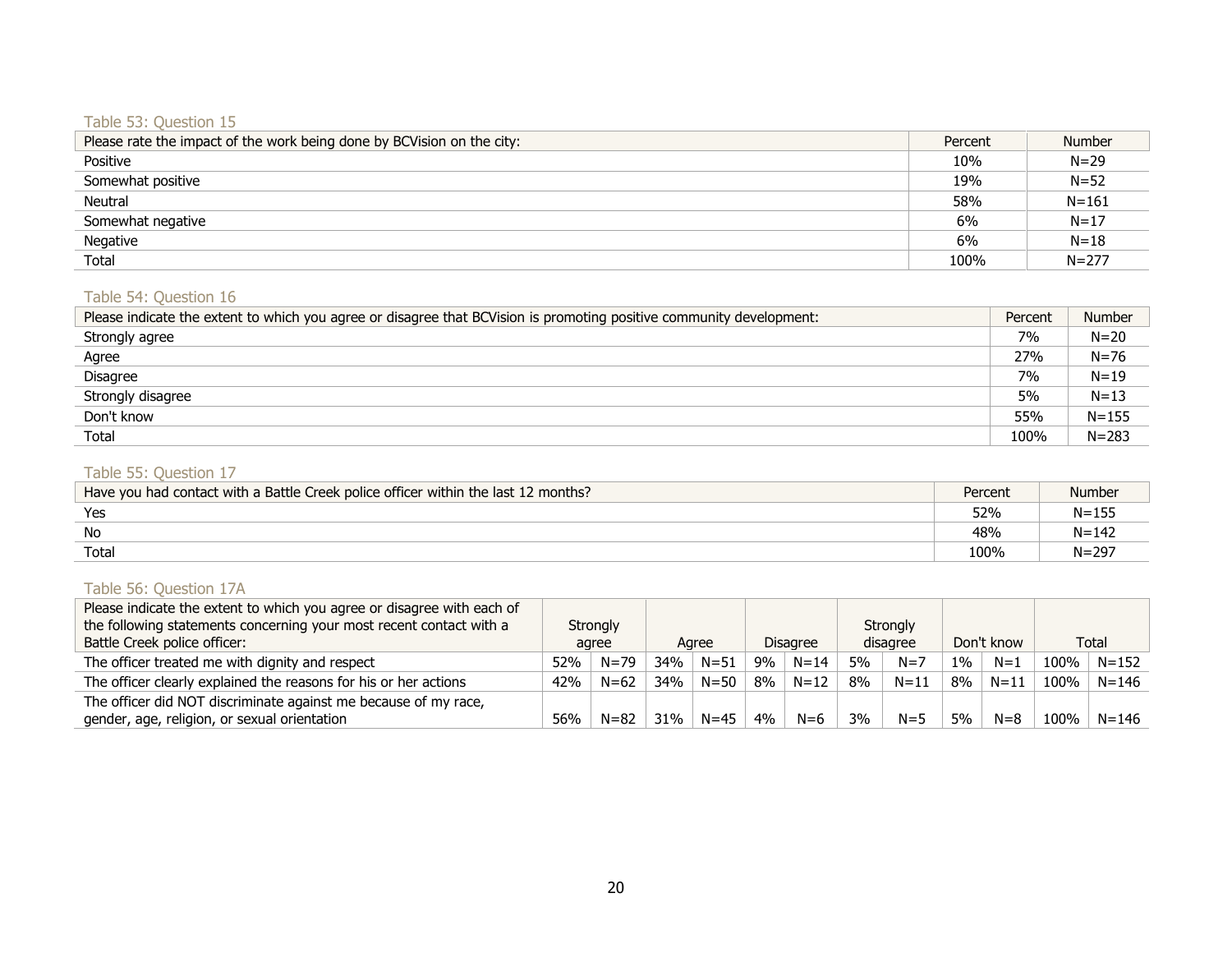Table 53: Question 15

| Please rate the impact of the work being done by BCVision on the city: | Percent | Number |
|---|---|---|
| Positive | 10% | N=29 |
| Somewhat positive | 19% | N=52 |
| Neutral | 58% | N=161 |
| Somewhat negative | 6% | N=17 |
| Negative | 6% | N=18 |
| Total | 100% | N=277 |

Table 54: Question 16

| Please indicate the extent to which you agree or disagree that BCVision is promoting positive community development: | Percent | Number |
|---|---|---|
| Strongly agree | 7% | N=20 |
| Agree | 27% | N=76 |
| Disagree | 7% | N=19 |
| Strongly disagree | 5% | N=13 |
| Don't know | 55% | N=155 |
| Total | 100% | N=283 |

Table 55: Question 17

| Have you had contact with a Battle Creek police officer within the last 12 months? | Percent | Number |
|---|---|---|
| Yes | 52% | N=155 |
| No | 48% | N=142 |
| Total | 100% | N=297 |

Table 56: Question 17A

| Please indicate the extent to which you agree or disagree with each of the following statements concerning your most recent contact with a Battle Creek police officer: | Strongly agree | | Agree | | Disagree | | Strongly disagree | | Don't know | | Total | |
|---|---|---|---|---|---|---|---|---|---|---|---|---|
| The officer treated me with dignity and respect | 52% | N=79 | 34% | N=51 | 9% | N=14 | 5% | N=7 | 1% | N=1 | 100% | N=152 |
| The officer clearly explained the reasons for his or her actions | 42% | N=62 | 34% | N=50 | 8% | N=12 | 8% | N=11 | 8% | N=11 | 100% | N=146 |
| The officer did NOT discriminate against me because of my race, gender, age, religion, or sexual orientation | 56% | N=82 | 31% | N=45 | 4% | N=6 | 3% | N=5 | 5% | N=8 | 100% | N=146 |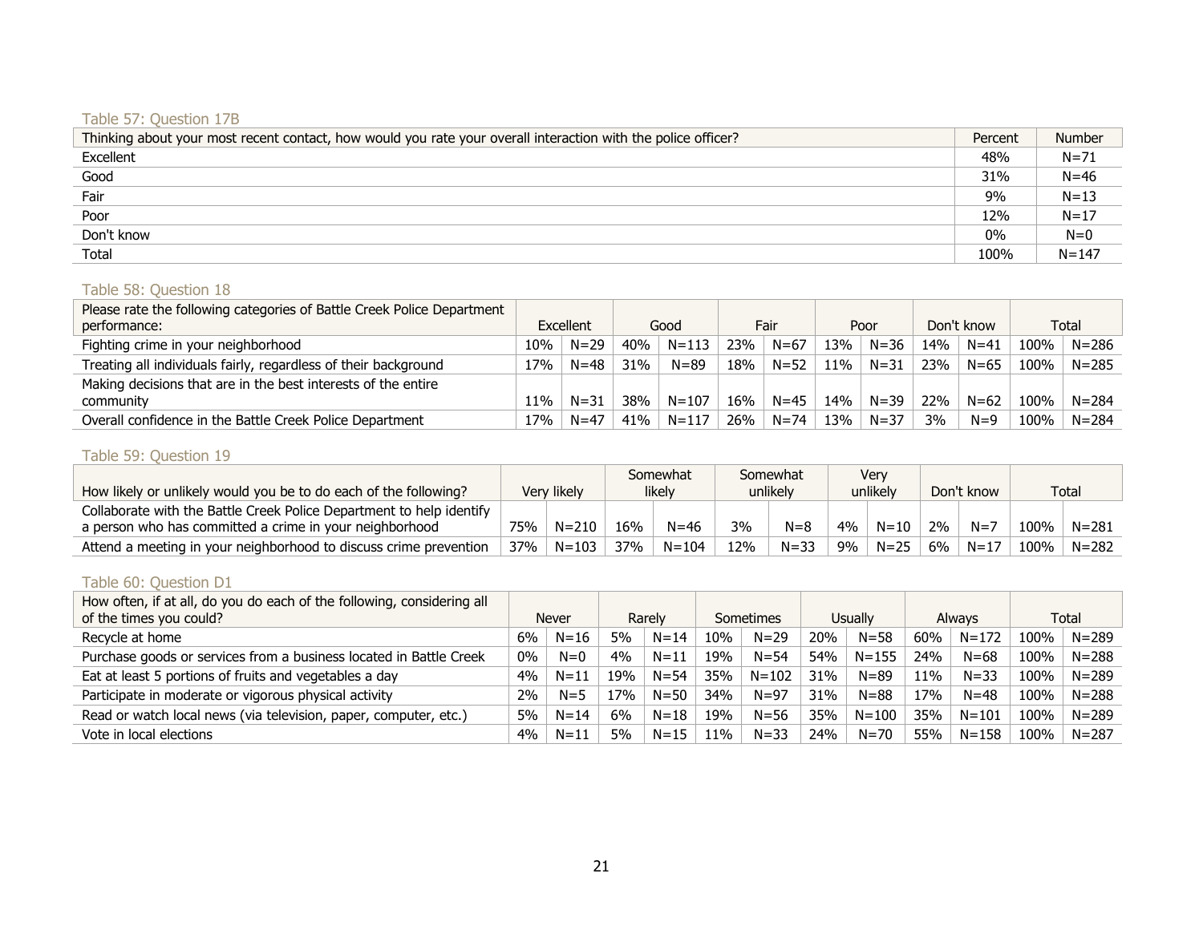Table 57: Question 17B

| Thinking about your most recent contact, how would you rate your overall interaction with the police officer? | Percent | Number |
|---|---|---|
| Excellent | 48% | N=71 |
| Good | 31% | N=46 |
| Fair | 9% | N=13 |
| Poor | 12% | N=17 |
| Don't know | 0% | N=0 |
| Total | 100% | N=147 |

Table 58: Question 18

| Please rate the following categories of Battle Creek Police Department performance: | Excellent | | Good | | Fair | | Poor | | Don't know | | Total | |
|---|---|---|---|---|---|---|---|---|---|---|---|---|
| Fighting crime in your neighborhood | 10% | N=29 | 40% | N=113 | 23% | N=67 | 13% | N=36 | 14% | N=41 | 100% | N=286 |
| Treating all individuals fairly, regardless of their background | 17% | N=48 | 31% | N=89 | 18% | N=52 | 11% | N=31 | 23% | N=65 | 100% | N=285 |
| Making decisions that are in the best interests of the entire community | 11% | N=31 | 38% | N=107 | 16% | N=45 | 14% | N=39 | 22% | N=62 | 100% | N=284 |
| Overall confidence in the Battle Creek Police Department | 17% | N=47 | 41% | N=117 | 26% | N=74 | 13% | N=37 | 3% | N=9 | 100% | N=284 |

Table 59: Question 19

| How likely or unlikely would you be to do each of the following? | Very likely | | Somewhat likely | | Somewhat unlikely | | Very unlikely | | Don't know | | Total | |
|---|---|---|---|---|---|---|---|---|---|---|---|---|
| Collaborate with the Battle Creek Police Department to help identify a person who has committed a crime in your neighborhood | 75% | N=210 | 16% | N=46 | 3% | N=8 | 4% | N=10 | 2% | N=7 | 100% | N=281 |
| Attend a meeting in your neighborhood to discuss crime prevention | 37% | N=103 | 37% | N=104 | 12% | N=33 | 9% | N=25 | 6% | N=17 | 100% | N=282 |

Table 60: Question D1

| How often, if at all, do you do each of the following, considering all of the times you could? | Never | | Rarely | | Sometimes | | Usually | | Always | | Total | |
|---|---|---|---|---|---|---|---|---|---|---|---|---|
| Recycle at home | 6% | N=16 | 5% | N=14 | 10% | N=29 | 20% | N=58 | 60% | N=172 | 100% | N=289 |
| Purchase goods or services from a business located in Battle Creek | 0% | N=0 | 4% | N=11 | 19% | N=54 | 54% | N=155 | 24% | N=68 | 100% | N=288 |
| Eat at least 5 portions of fruits and vegetables a day | 4% | N=11 | 19% | N=54 | 35% | N=102 | 31% | N=89 | 11% | N=33 | 100% | N=289 |
| Participate in moderate or vigorous physical activity | 2% | N=5 | 17% | N=50 | 34% | N=97 | 31% | N=88 | 17% | N=48 | 100% | N=288 |
| Read or watch local news (via television, paper, computer, etc.) | 5% | N=14 | 6% | N=18 | 19% | N=56 | 35% | N=100 | 35% | N=101 | 100% | N=289 |
| Vote in local elections | 4% | N=11 | 5% | N=15 | 11% | N=33 | 24% | N=70 | 55% | N=158 | 100% | N=287 |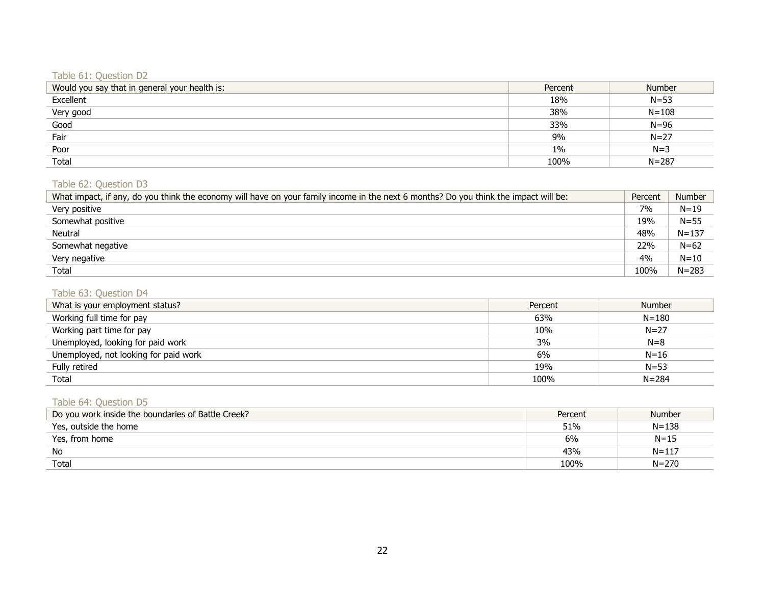Table 61: Question D2

| Would you say that in general your health is: | Percent | Number |
|---|---|---|
| Excellent | 18% | N=53 |
| Very good | 38% | N=108 |
| Good | 33% | N=96 |
| Fair | 9% | N=27 |
| Poor | 1% | N=3 |
| Total | 100% | N=287 |

Table 62: Question D3

| What impact, if any, do you think the economy will have on your family income in the next 6 months? Do you think the impact will be: | Percent | Number |
|---|---|---|
| Very positive | 7% | N=19 |
| Somewhat positive | 19% | N=55 |
| Neutral | 48% | N=137 |
| Somewhat negative | 22% | N=62 |
| Very negative | 4% | N=10 |
| Total | 100% | N=283 |

Table 63: Question D4

| What is your employment status? | Percent | Number |
|---|---|---|
| Working full time for pay | 63% | N=180 |
| Working part time for pay | 10% | N=27 |
| Unemployed, looking for paid work | 3% | N=8 |
| Unemployed, not looking for paid work | 6% | N=16 |
| Fully retired | 19% | N=53 |
| Total | 100% | N=284 |

Table 64: Question D5

| Do you work inside the boundaries of Battle Creek? | Percent | Number |
|---|---|---|
| Yes, outside the home | 51% | N=138 |
| Yes, from home | 6% | N=15 |
| No | 43% | N=117 |
| Total | 100% | N=270 |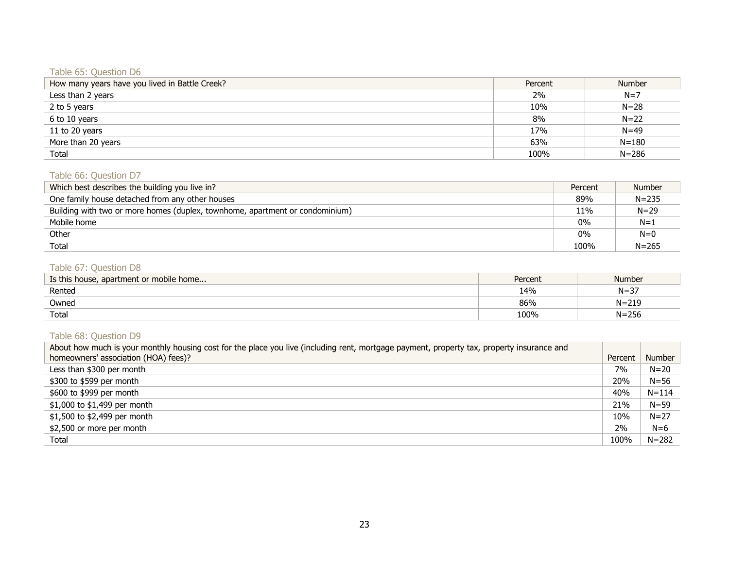Table 65: Question D6

| How many years have you lived in Battle Creek? | Percent | Number |
|---|---|---|
| Less than 2 years | 2% | N=7 |
| 2 to 5 years | 10% | N=28 |
| 6 to 10 years | 8% | N=22 |
| 11 to 20 years | 17% | N=49 |
| More than 20 years | 63% | N=180 |
| Total | 100% | N=286 |

Table 66: Question D7

| Which best describes the building you live in? | Percent | Number |
|---|---|---|
| One family house detached from any other houses | 89% | N=235 |
| Building with two or more homes (duplex, townhome, apartment or condominium) | 11% | N=29 |
| Mobile home | 0% | N=1 |
| Other | 0% | N=0 |
| Total | 100% | N=265 |

Table 67: Question D8

| Is this house, apartment or mobile home... | Percent | Number |
|---|---|---|
| Rented | 14% | N=37 |
| Owned | 86% | N=219 |
| Total | 100% | N=256 |

Table 68: Question D9

| About how much is your monthly housing cost for the place you live (including rent, mortgage payment, property tax, property insurance and homeowners' association (HOA) fees)? | Percent | Number |
|---|---|---|
| Less than $300 per month | 7% | N=20 |
| $300 to $599 per month | 20% | N=56 |
| $600 to $999 per month | 40% | N=114 |
| $1,000 to $1,499 per month | 21% | N=59 |
| $1,500 to $2,499 per month | 10% | N=27 |
| $2,500 or more per month | 2% | N=6 |
| Total | 100% | N=282 |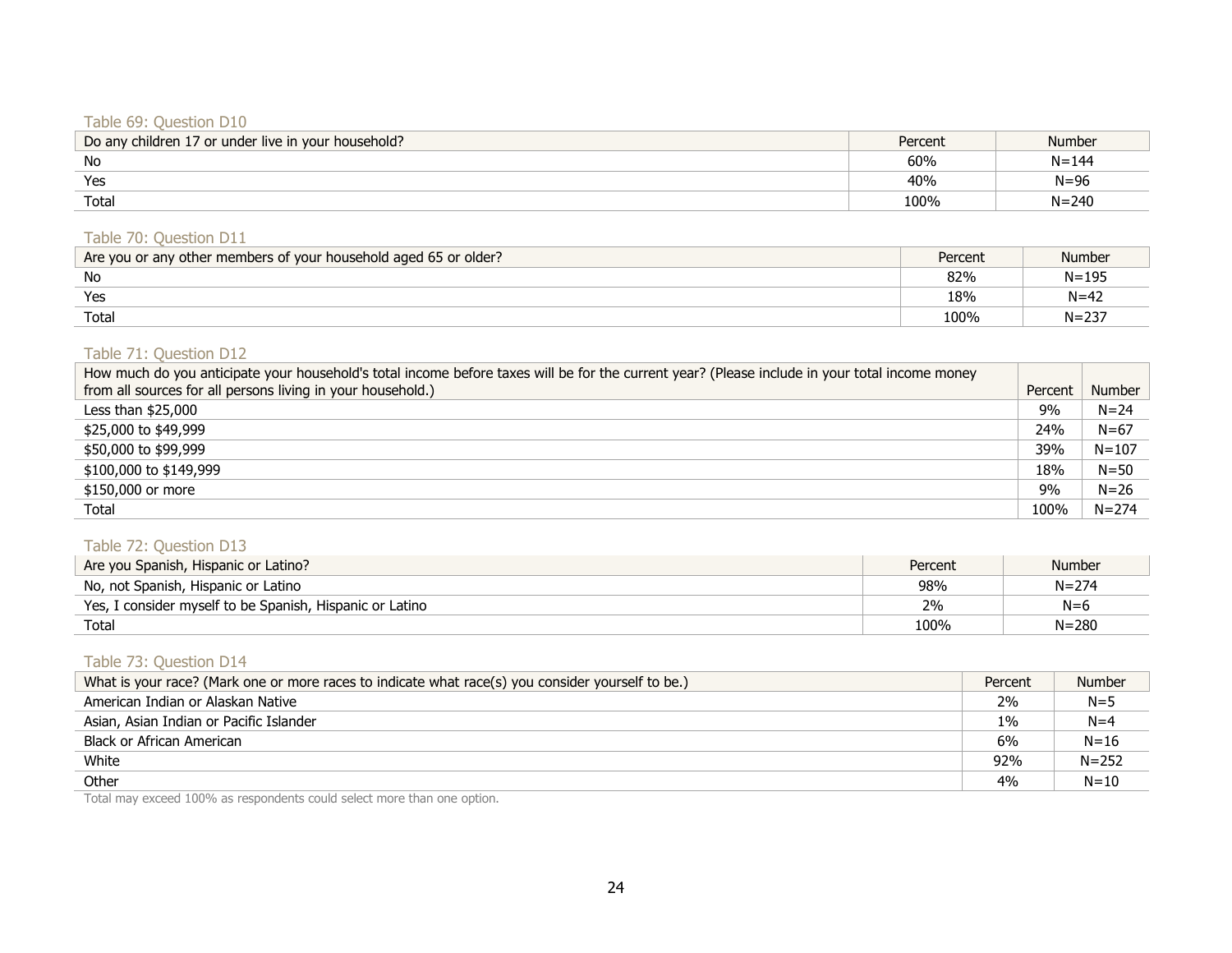Table 69: Question D10

| Do any children 17 or under live in your household? | Percent | Number |
|---|---|---|
| No | 60% | N=144 |
| Yes | 40% | N=96 |
| Total | 100% | N=240 |

Table 70: Question D11

| Are you or any other members of your household aged 65 or older? | Percent | Number |
|---|---|---|
| No | 82% | N=195 |
| Yes | 18% | N=42 |
| Total | 100% | N=237 |

Table 71: Question D12

| How much do you anticipate your household's total income before taxes will be for the current year? (Please include in your total income money from all sources for all persons living in your household.) | Percent | Number |
|---|---|---|
| Less than $25,000 | 9% | N=24 |
| $25,000 to $49,999 | 24% | N=67 |
| $50,000 to $99,999 | 39% | N=107 |
| $100,000 to $149,999 | 18% | N=50 |
| $150,000 or more | 9% | N=26 |
| Total | 100% | N=274 |

Table 72: Question D13

| Are you Spanish, Hispanic or Latino? | Percent | Number |
|---|---|---|
| No, not Spanish, Hispanic or Latino | 98% | N=274 |
| Yes, I consider myself to be Spanish, Hispanic or Latino | 2% | N=6 |
| Total | 100% | N=280 |

Table 73: Question D14

| What is your race? (Mark one or more races to indicate what race(s) you consider yourself to be.) | Percent | Number |
|---|---|---|
| American Indian or Alaskan Native | 2% | N=5 |
| Asian, Asian Indian or Pacific Islander | 1% | N=4 |
| Black or African American | 6% | N=16 |
| White | 92% | N=252 |
| Other | 4% | N=10 |

Total may exceed 100% as respondents could select more than one option.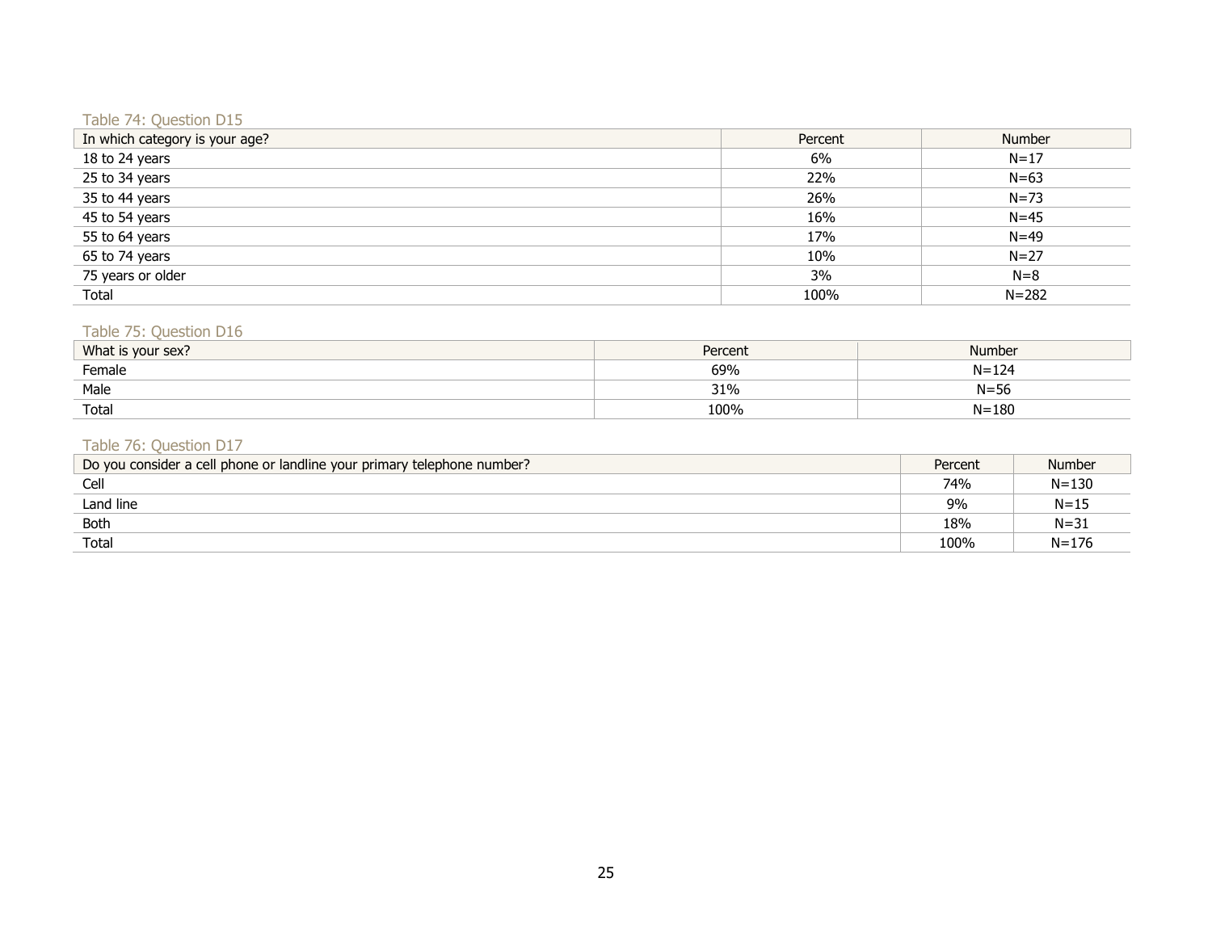Table 74: Question D15

| In which category is your age? | Percent | Number |
|---|---|---|
| 18 to 24 years | 6% | N=17 |
| 25 to 34 years | 22% | N=63 |
| 35 to 44 years | 26% | N=73 |
| 45 to 54 years | 16% | N=45 |
| 55 to 64 years | 17% | N=49 |
| 65 to 74 years | 10% | N=27 |
| 75 years or older | 3% | N=8 |
| Total | 100% | N=282 |

Table 75: Question D16

| What is your sex? | Percent | Number |
|---|---|---|
| Female | 69% | N=124 |
| Male | 31% | N=56 |
| Total | 100% | N=180 |

Table 76: Question D17

| Do you consider a cell phone or landline your primary telephone number? | Percent | Number |
|---|---|---|
| Cell | 74% | N=130 |
| Land line | 9% | N=15 |
| Both | 18% | N=31 |
| Total | 100% | N=176 |